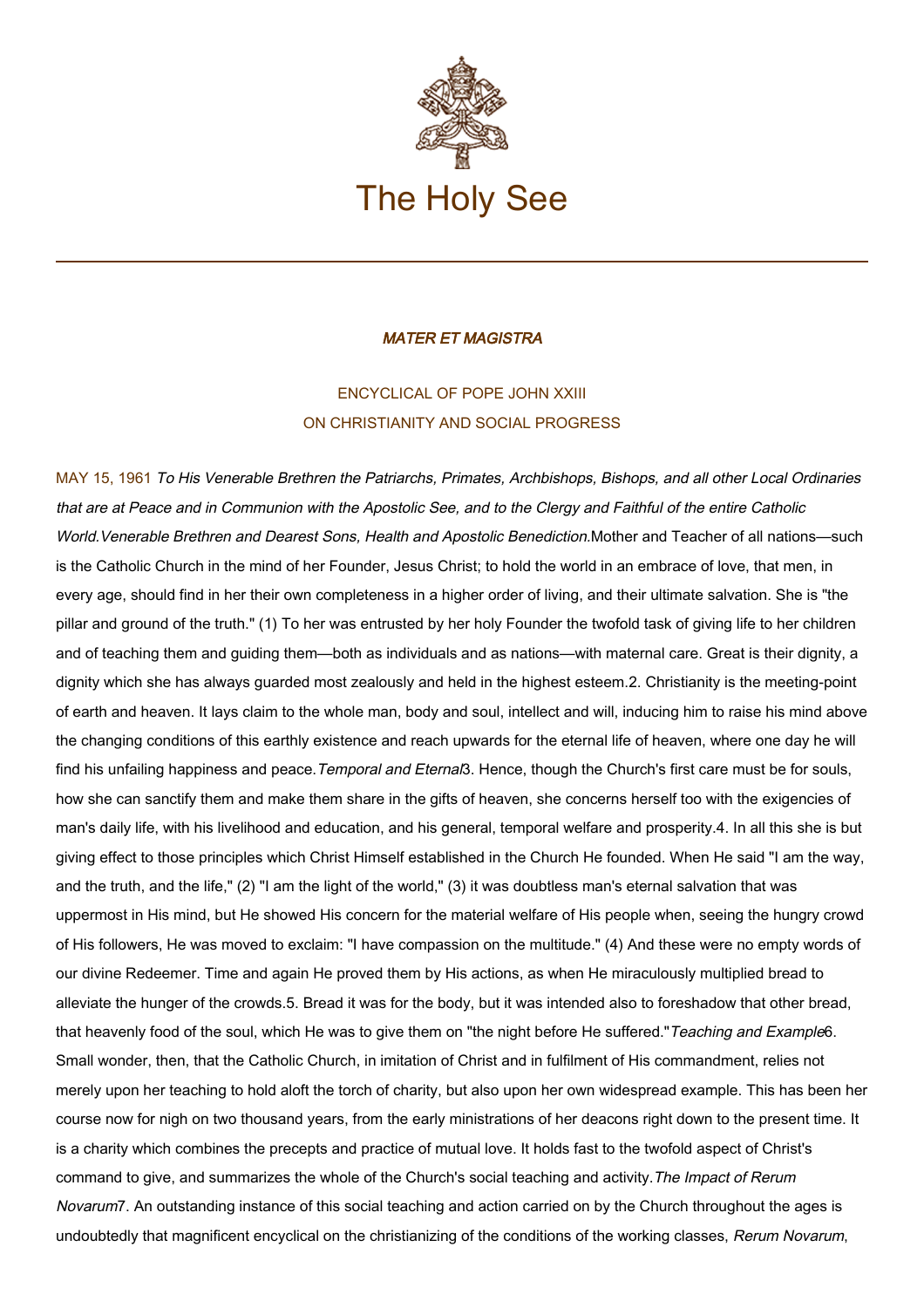# The Holy See

## *MATER ET MAGISTRA*

ENCYCLICAL OF POPE JOHN XXIII
ON CHRISTIANITY AND SOCIAL PROGRESS

MAY 15, 1961

*To His Venerable Brethren the Patriarchs, Primates, Archbishops, Bishops, and all other Local Ordinaries that are at Peace and in Communion with the Apostolic See, and to the Clergy and Faithful of the entire Catholic World.*

*Venerable Brethren and Dearest Sons, Health and Apostolic Benediction.*

Mother and Teacher of all nations—such is the Catholic Church in the mind of her Founder, Jesus Christ; to hold the world in an embrace of love, that men, in every age, should find in her their own completeness in a higher order of living, and their ultimate salvation. She is "the pillar and ground of the truth." (1) To her was entrusted by her holy Founder the twofold task of giving life to her children and of teaching them and guiding them—both as individuals and as nations—with maternal care. Great is their dignity, a dignity which she has always guarded most zealously and held in the highest esteem.

2. Christianity is the meeting-point of earth and heaven. It lays claim to the whole man, body and soul, intellect and will, inducing him to raise his mind above the changing conditions of this earthly existence and reach upwards for the eternal life of heaven, where one day he will find his unfailing happiness and peace.

*Temporal and Eternal*

3. Hence, though the Church's first care must be for souls, how she can sanctify them and make them share in the gifts of heaven, she concerns herself too with the exigencies of man's daily life, with his livelihood and education, and his general, temporal welfare and prosperity.

4. In all this she is but giving effect to those principles which Christ Himself established in the Church He founded. When He said "I am the way, and the truth, and the life," (2) "I am the light of the world," (3) it was doubtless man's eternal salvation that was uppermost in His mind, but He showed His concern for the material welfare of His people when, seeing the hungry crowd of His followers, He was moved to exclaim: "I have compassion on the multitude." (4) And these were no empty words of our divine Redeemer. Time and again He proved them by His actions, as when He miraculously multiplied bread to alleviate the hunger of the crowds.

5. Bread it was for the body, but it was intended also to foreshadow that other bread, that heavenly food of the soul, which He was to give them on "the night before He suffered."

*Teaching and Example*

6. Small wonder, then, that the Catholic Church, in imitation of Christ and in fulfilment of His commandment, relies not merely upon her teaching to hold aloft the torch of charity, but also upon her own widespread example. This has been her course now for nigh on two thousand years, from the early ministrations of her deacons right down to the present time. It is a charity which combines the precepts and practice of mutual love. It holds fast to the twofold aspect of Christ's command to give, and summarizes the whole of the Church's social teaching and activity.

*The Impact of Rerum Novarum*

7. An outstanding instance of this social teaching and action carried on by the Church throughout the ages is undoubtedly that magnificent encyclical on the christianizing of the conditions of the working classes, *Rerum Novarum*,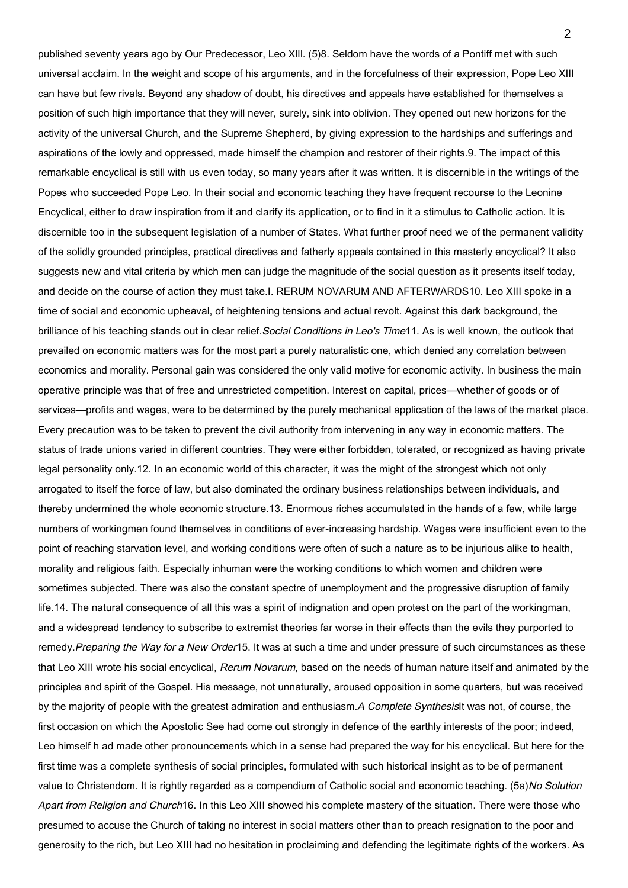published seventy years ago by Our Predecessor, Leo XIII. (5)

8. Seldom have the words of a Pontiff met with such universal acclaim. In the weight and scope of his arguments, and in the forcefulness of their expression, Pope Leo XIII can have but few rivals. Beyond any shadow of doubt, his directives and appeals have established for themselves a position of such high importance that they will never, surely, sink into oblivion. They opened out new horizons for the activity of the universal Church, and the Supreme Shepherd, by giving expression to the hardships and sufferings and aspirations of the lowly and oppressed, made himself the champion and restorer of their rights.

9. The impact of this remarkable encyclical is still with us even today, so many years after it was written. It is discernible in the writings of the Popes who succeeded Pope Leo. In their social and economic teaching they have frequent recourse to the Leonine Encyclical, either to draw inspiration from it and clarify its application, or to find in it a stimulus to Catholic action. It is discernible too in the subsequent legislation of a number of States. What further proof need we of the permanent validity of the solidly grounded principles, practical directives and fatherly appeals contained in this masterly encyclical? It also suggests new and vital criteria by which men can judge the magnitude of the social question as it presents itself today, and decide on the course of action they must take.

## I. RERUM NOVARUM AND AFTERWARDS

10. Leo XIII spoke in a time of social and economic upheaval, of heightening tensions and actual revolt. Against this dark background, the brilliance of his teaching stands out in clear relief.

*Social Conditions in Leo's Time*

11. As is well known, the outlook that prevailed on economic matters was for the most part a purely naturalistic one, which denied any correlation between economics and morality. Personal gain was considered the only valid motive for economic activity. In business the main operative principle was that of free and unrestricted competition. Interest on capital, prices—whether of goods or of services—profits and wages, were to be determined by the purely mechanical application of the laws of the market place. Every precaution was to be taken to prevent the civil authority from intervening in any way in economic matters. The status of trade unions varied in different countries. They were either forbidden, tolerated, or recognized as having private legal personality only.

12. In an economic world of this character, it was the might of the strongest which not only arrogated to itself the force of law, but also dominated the ordinary business relationships between individuals, and thereby undermined the whole economic structure.

13. Enormous riches accumulated in the hands of a few, while large numbers of workingmen found themselves in conditions of ever-increasing hardship. Wages were insufficient even to the point of reaching starvation level, and working conditions were often of such a nature as to be injurious alike to health, morality and religious faith. Especially inhuman were the working conditions to which women and children were sometimes subjected. There was also the constant spectre of unemployment and the progressive disruption of family life.

14. The natural consequence of all this was a spirit of indignation and open protest on the part of the workingman, and a widespread tendency to subscribe to extremist theories far worse in their effects than the evils they purported to remedy.

*Preparing the Way for a New Order*

15. It was at such a time and under pressure of such circumstances as these that Leo XIII wrote his social encyclical, *Rerum Novarum*, based on the needs of human nature itself and animated by the principles and spirit of the Gospel. His message, not unnaturally, aroused opposition in some quarters, but was received by the majority of people with the greatest admiration and enthusiasm.

*A Complete Synthesis*

It was not, of course, the first occasion on which the Apostolic See had come out strongly in defence of the earthly interests of the poor; indeed, Leo himself h ad made other pronouncements which in a sense had prepared the way for his encyclical. But here for the first time was a complete synthesis of social principles, formulated with such historical insight as to be of permanent value to Christendom. It is rightly regarded as a compendium of Catholic social and economic teaching. (5a)

*No Solution Apart from Religion and Church*

16. In this Leo XIII showed his complete mastery of the situation. There were those who presumed to accuse the Church of taking no interest in social matters other than to preach resignation to the poor and generosity to the rich, but Leo XIII had no hesitation in proclaiming and defending the legitimate rights of the workers. As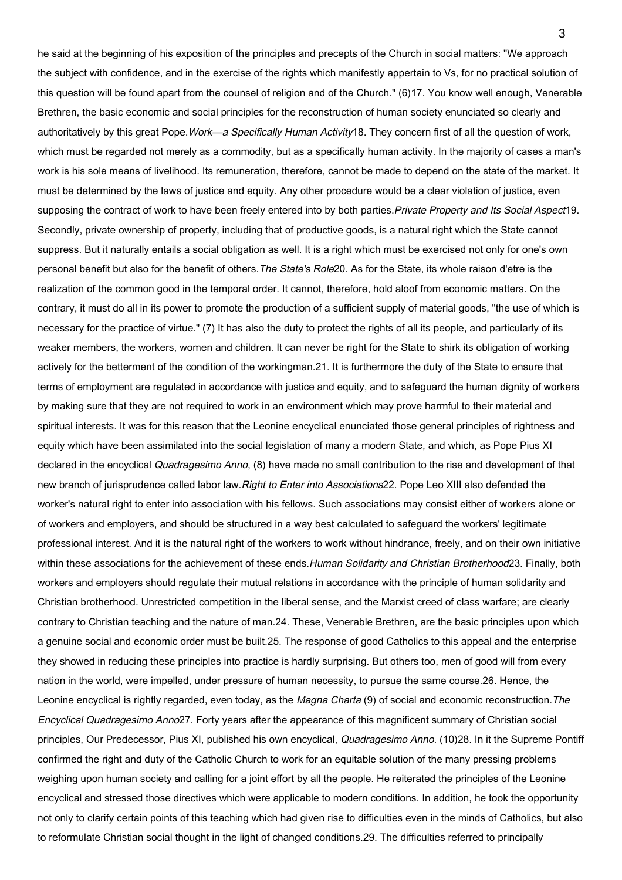he said at the beginning of his exposition of the principles and precepts of the Church in social matters: "We approach the subject with confidence, and in the exercise of the rights which manifestly appertain to Vs, for no practical solution of this question will be found apart from the counsel of religion and of the Church." (6)

17. You know well enough, Venerable Brethren, the basic economic and social principles for the reconstruction of human society enunciated so clearly and authoritatively by this great Pope.

### *Work—a Specifically Human Activity*

18. They concern first of all the question of work, which must be regarded not merely as a commodity, but as a specifically human activity. In the majority of cases a man's work is his sole means of livelihood. Its remuneration, therefore, cannot be made to depend on the state of the market. It must be determined by the laws of justice and equity. Any other procedure would be a clear violation of justice, even supposing the contract of work to have been freely entered into by both parties.

### *Private Property and Its Social Aspect*

19. Secondly, private ownership of property, including that of productive goods, is a natural right which the State cannot suppress. But it naturally entails a social obligation as well. It is a right which must be exercised not only for one's own personal benefit but also for the benefit of others.

### *The State's Role*

20. As for the State, its whole raison d'etre is the realization of the common good in the temporal order. It cannot, therefore, hold aloof from economic matters. On the contrary, it must do all in its power to promote the production of a sufficient supply of material goods, "the use of which is necessary for the practice of virtue." (7) It has also the duty to protect the rights of all its people, and particularly of its weaker members, the workers, women and children. It can never be right for the State to shirk its obligation of working actively for the betterment of the condition of the workingman.

21. It is furthermore the duty of the State to ensure that terms of employment are regulated in accordance with justice and equity, and to safeguard the human dignity of workers by making sure that they are not required to work in an environment which may prove harmful to their material and spiritual interests. It was for this reason that the Leonine encyclical enunciated those general principles of rightness and equity which have been assimilated into the social legislation of many a modern State, and which, as Pope Pius XI declared in the encyclical *Quadragesimo Anno*, (8) have made no small contribution to the rise and development of that new branch of jurisprudence called labor law.

### *Right to Enter into Associations*

22. Pope Leo XIII also defended the worker's natural right to enter into association with his fellows. Such associations may consist either of workers alone or of workers and employers, and should be structured in a way best calculated to safeguard the workers' legitimate professional interest. And it is the natural right of the workers to work without hindrance, freely, and on their own initiative within these associations for the achievement of these ends.

### *Human Solidarity and Christian Brotherhood*

23. Finally, both workers and employers should regulate their mutual relations in accordance with the principle of human solidarity and Christian brotherhood. Unrestricted competition in the liberal sense, and the Marxist creed of class warfare; are clearly contrary to Christian teaching and the nature of man.

24. These, Venerable Brethren, are the basic principles upon which a genuine social and economic order must be built.

25. The response of good Catholics to this appeal and the enterprise they showed in reducing these principles into practice is hardly surprising. But others too, men of good will from every nation in the world, were impelled, under pressure of human necessity, to pursue the same course.

26. Hence, the Leonine encyclical is rightly regarded, even today, as the *Magna Charta* (9) of social and economic reconstruction.

### *The Encyclical Quadragesimo Anno*

27. Forty years after the appearance of this magnificent summary of Christian social principles, Our Predecessor, Pius XI, published his own encyclical, *Quadragesimo Anno*. (10)

28. In it the Supreme Pontiff confirmed the right and duty of the Catholic Church to work for an equitable solution of the many pressing problems weighing upon human society and calling for a joint effort by all the people. He reiterated the principles of the Leonine encyclical and stressed those directives which were applicable to modern conditions. In addition, he took the opportunity not only to clarify certain points of this teaching which had given rise to difficulties even in the minds of Catholics, but also to reformulate Christian social thought in the light of changed conditions.

29. The difficulties referred to principally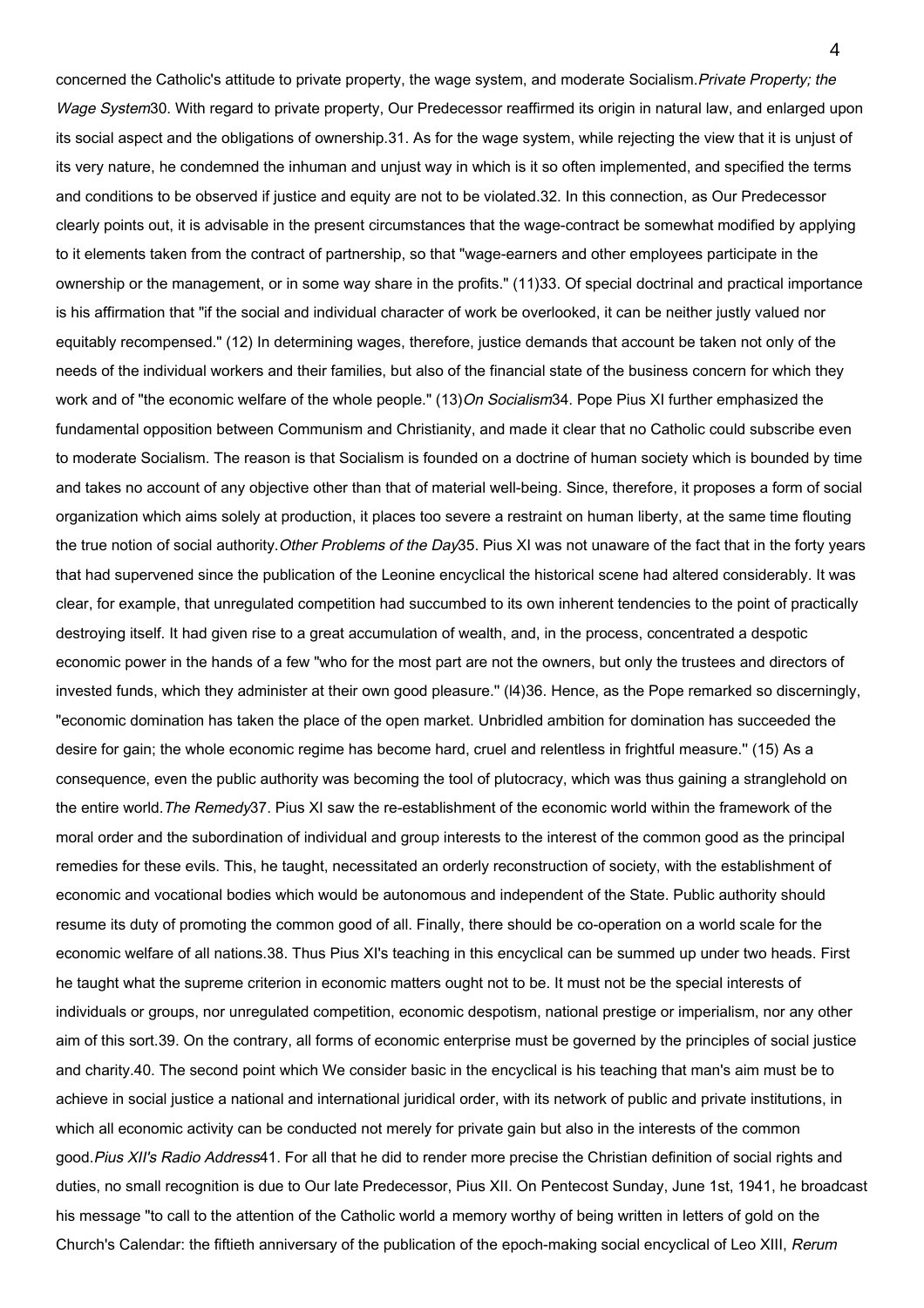concerned the Catholic's attitude to private property, the wage system, and moderate Socialism.

*Private Property; the Wage System*

30. With regard to private property, Our Predecessor reaffirmed its origin in natural law, and enlarged upon its social aspect and the obligations of ownership.

31. As for the wage system, while rejecting the view that it is unjust of its very nature, he condemned the inhuman and unjust way in which is it so often implemented, and specified the terms and conditions to be observed if justice and equity are not to be violated.

32. In this connection, as Our Predecessor clearly points out, it is advisable in the present circumstances that the wage-contract be somewhat modified by applying to it elements taken from the contract of partnership, so that "wage-earners and other employees participate in the ownership or the management, or in some way share in the profits." (11)

33. Of special doctrinal and practical importance is his affirmation that "if the social and individual character of work be overlooked, it can be neither justly valued nor equitably recompensed." (12) In determining wages, therefore, justice demands that account be taken not only of the needs of the individual workers and their families, but also of the financial state of the business concern for which they work and of "the economic welfare of the whole people." (13)

*On Socialism*

34. Pope Pius XI further emphasized the fundamental opposition between Communism and Christianity, and made it clear that no Catholic could subscribe even to moderate Socialism. The reason is that Socialism is founded on a doctrine of human society which is bounded by time and takes no account of any objective other than that of material well-being. Since, therefore, it proposes a form of social organization which aims solely at production, it places too severe a restraint on human liberty, at the same time flouting the true notion of social authority.

*Other Problems of the Day*

35. Pius XI was not unaware of the fact that in the forty years that had supervened since the publication of the Leonine encyclical the historical scene had altered considerably. It was clear, for example, that unregulated competition had succumbed to its own inherent tendencies to the point of practically destroying itself. It had given rise to a great accumulation of wealth, and, in the process, concentrated a despotic economic power in the hands of a few "who for the most part are not the owners, but only the trustees and directors of invested funds, which they administer at their own good pleasure." (l4)

36. Hence, as the Pope remarked so discerningly, "economic domination has taken the place of the open market. Unbridled ambition for domination has succeeded the desire for gain; the whole economic regime has become hard, cruel and relentless in frightful measure." (15) As a consequence, even the public authority was becoming the tool of plutocracy, which was thus gaining a stranglehold on the entire world.

*The Remedy*

37. Pius XI saw the re-establishment of the economic world within the framework of the moral order and the subordination of individual and group interests to the interest of the common good as the principal remedies for these evils. This, he taught, necessitated an orderly reconstruction of society, with the establishment of economic and vocational bodies which would be autonomous and independent of the State. Public authority should resume its duty of promoting the common good of all. Finally, there should be co-operation on a world scale for the economic welfare of all nations.

38. Thus Pius XI's teaching in this encyclical can be summed up under two heads. First he taught what the supreme criterion in economic matters ought not to be. It must not be the special interests of individuals or groups, nor unregulated competition, economic despotism, national prestige or imperialism, nor any other aim of this sort.

39. On the contrary, all forms of economic enterprise must be governed by the principles of social justice and charity.

40. The second point which We consider basic in the encyclical is his teaching that man's aim must be to achieve in social justice a national and international juridical order, with its network of public and private institutions, in which all economic activity can be conducted not merely for private gain but also in the interests of the common good.

*Pius XII's Radio Address*

41. For all that he did to render more precise the Christian definition of social rights and duties, no small recognition is due to Our late Predecessor, Pius XII. On Pentecost Sunday, June 1st, 1941, he broadcast his message "to call to the attention of the Catholic world a memory worthy of being written in letters of gold on the Church's Calendar: the fiftieth anniversary of the publication of the epoch-making social encyclical of Leo XIII, *Rerum*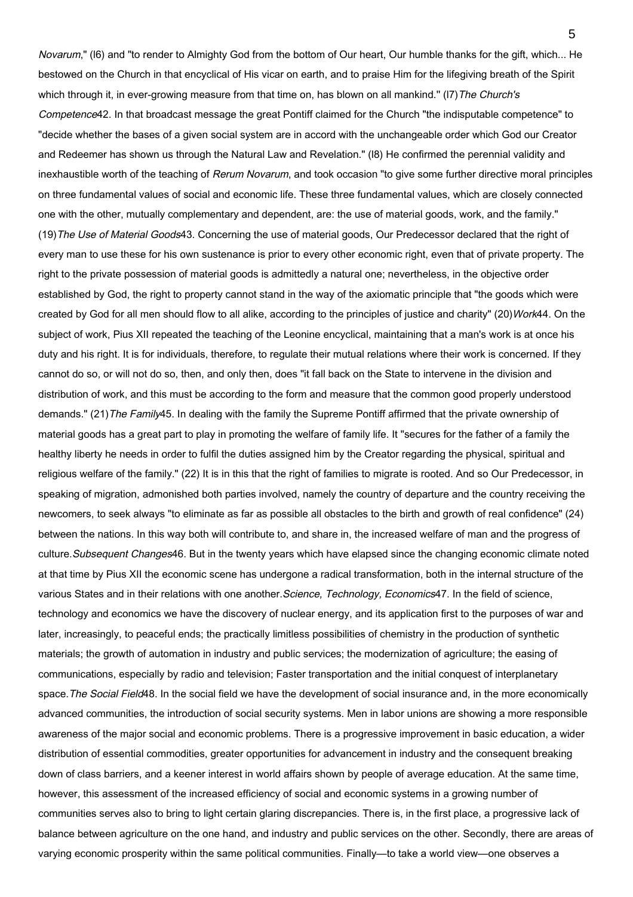*Novarum*," (l6) and "to render to Almighty God from the bottom of Our heart, Our humble thanks for the gift, which... He bestowed on the Church in that encyclical of His vicar on earth, and to praise Him for the lifegiving breath of the Spirit which through it, in ever-growing measure from that time on, has blown on all mankind." (l7)

### *The Church's Competence*

42. In that broadcast message the great Pontiff claimed for the Church "the indisputable competence" to "decide whether the bases of a given social system are in accord with the unchangeable order which God our Creator and Redeemer has shown us through the Natural Law and Revelation." (l8) He confirmed the perennial validity and inexhaustible worth of the teaching of *Rerum Novarum*, and took occasion "to give some further directive moral principles on three fundamental values of social and economic life. These three fundamental values, which are closely connected one with the other, mutually complementary and dependent, are: the use of material goods, work, and the family." (19)

### *The Use of Material Goods*

43. Concerning the use of material goods, Our Predecessor declared that the right of every man to use these for his own sustenance is prior to every other economic right, even that of private property. The right to the private possession of material goods is admittedly a natural one; nevertheless, in the objective order established by God, the right to property cannot stand in the way of the axiomatic principle that "the goods which were created by God for all men should flow to all alike, according to the principles of justice and charity" (20)

### *Work*

44. On the subject of work, Pius XII repeated the teaching of the Leonine encyclical, maintaining that a man's work is at once his duty and his right. It is for individuals, therefore, to regulate their mutual relations where their work is concerned. If they cannot do so, or will not do so, then, and only then, does "it fall back on the State to intervene in the division and distribution of work, and this must be according to the form and measure that the common good properly understood demands." (21)

### *The Family*

45. In dealing with the family the Supreme Pontiff affirmed that the private ownership of material goods has a great part to play in promoting the welfare of family life. It "secures for the father of a family the healthy liberty he needs in order to fulfil the duties assigned him by the Creator regarding the physical, spiritual and religious welfare of the family." (22) It is in this that the right of families to migrate is rooted. And so Our Predecessor, in speaking of migration, admonished both parties involved, namely the country of departure and the country receiving the newcomers, to seek always "to eliminate as far as possible all obstacles to the birth and growth of real confidence" (24) between the nations. In this way both will contribute to, and share in, the increased welfare of man and the progress of culture.

### *Subsequent Changes*

46. But in the twenty years which have elapsed since the changing economic climate noted at that time by Pius XII the economic scene has undergone a radical transformation, both in the internal structure of the various States and in their relations with one another.

### *Science, Technology, Economics*

47. In the field of science, technology and economics we have the discovery of nuclear energy, and its application first to the purposes of war and later, increasingly, to peaceful ends; the practically limitless possibilities of chemistry in the production of synthetic materials; the growth of automation in industry and public services; the modernization of agriculture; the easing of communications, especially by radio and television; Faster transportation and the initial conquest of interplanetary space.

### *The Social Field*

48. In the social field we have the development of social insurance and, in the more economically advanced communities, the introduction of social security systems. Men in labor unions are showing a more responsible awareness of the major social and economic problems. There is a progressive improvement in basic education, a wider distribution of essential commodities, greater opportunities for advancement in industry and the consequent breaking down of class barriers, and a keener interest in world affairs shown by people of average education. At the same time, however, this assessment of the increased efficiency of social and economic systems in a growing number of communities serves also to bring to light certain glaring discrepancies. There is, in the first place, a progressive lack of balance between agriculture on the one hand, and industry and public services on the other. Secondly, there are areas of varying economic prosperity within the same political communities. Finally—to take a world view—one observes a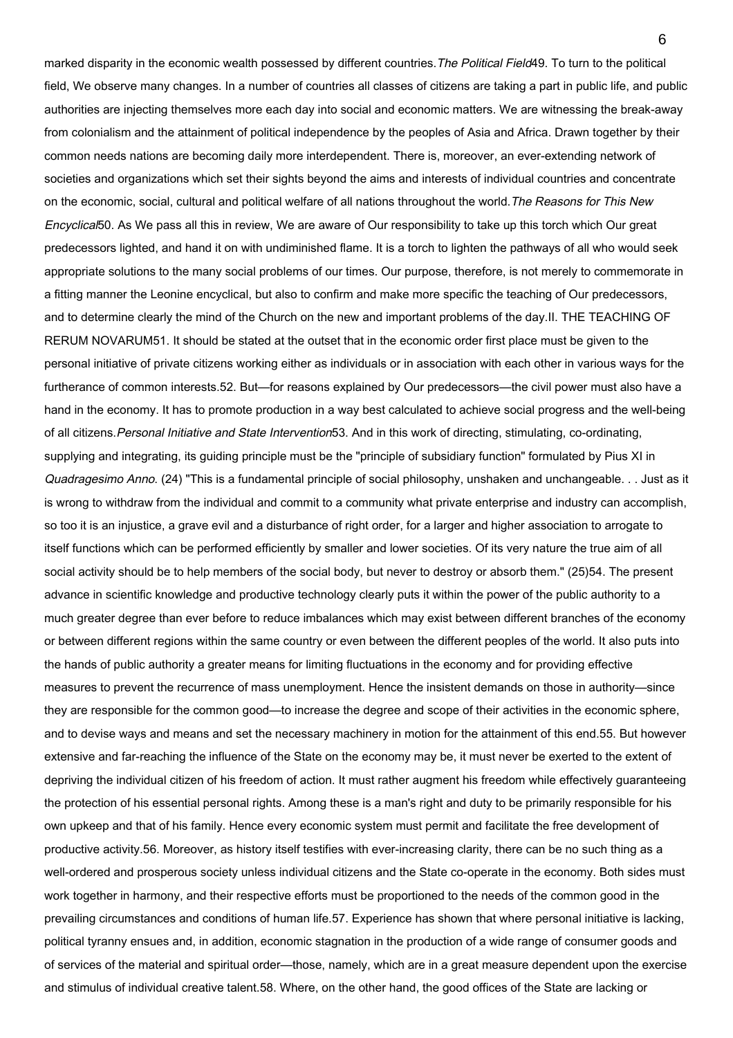marked disparity in the economic wealth possessed by different countries.

### *The Political Field*

49. To turn to the political field, We observe many changes. In a number of countries all classes of citizens are taking a part in public life, and public authorities are injecting themselves more each day into social and economic matters. We are witnessing the break-away from colonialism and the attainment of political independence by the peoples of Asia and Africa. Drawn together by their common needs nations are becoming daily more interdependent. There is, moreover, an ever-extending network of societies and organizations which set their sights beyond the aims and interests of individual countries and concentrate on the economic, social, cultural and political welfare of all nations throughout the world.

### *The Reasons for This New Encyclical*

50. As We pass all this in review, We are aware of Our responsibility to take up this torch which Our great predecessors lighted, and hand it on with undiminished flame. It is a torch to lighten the pathways of all who would seek appropriate solutions to the many social problems of our times. Our purpose, therefore, is not merely to commemorate in a fitting manner the Leonine encyclical, but also to confirm and make more specific the teaching of Our predecessors, and to determine clearly the mind of the Church on the new and important problems of the day.

## II. THE TEACHING OF RERUM NOVARUM

51. It should be stated at the outset that in the economic order first place must be given to the personal initiative of private citizens working either as individuals or in association with each other in various ways for the furtherance of common interests.

52. But—for reasons explained by Our predecessors—the civil power must also have a hand in the economy. It has to promote production in a way best calculated to achieve social progress and the well-being of all citizens.

### *Personal Initiative and State Intervention*

53. And in this work of directing, stimulating, co-ordinating, supplying and integrating, its guiding principle must be the "principle of subsidiary function" formulated by Pius XI in *Quadragesimo Anno*. (24) "This is a fundamental principle of social philosophy, unshaken and unchangeable. . . Just as it is wrong to withdraw from the individual and commit to a community what private enterprise and industry can accomplish, so too it is an injustice, a grave evil and a disturbance of right order, for a larger and higher association to arrogate to itself functions which can be performed efficiently by smaller and lower societies. Of its very nature the true aim of all social activity should be to help members of the social body, but never to destroy or absorb them." (25)

54. The present advance in scientific knowledge and productive technology clearly puts it within the power of the public authority to a much greater degree than ever before to reduce imbalances which may exist between different branches of the economy or between different regions within the same country or even between the different peoples of the world. It also puts into the hands of public authority a greater means for limiting fluctuations in the economy and for providing effective measures to prevent the recurrence of mass unemployment. Hence the insistent demands on those in authority—since they are responsible for the common good—to increase the degree and scope of their activities in the economic sphere, and to devise ways and means and set the necessary machinery in motion for the attainment of this end.

55. But however extensive and far-reaching the influence of the State on the economy may be, it must never be exerted to the extent of depriving the individual citizen of his freedom of action. It must rather augment his freedom while effectively guaranteeing the protection of his essential personal rights. Among these is a man's right and duty to be primarily responsible for his own upkeep and that of his family. Hence every economic system must permit and facilitate the free development of productive activity.

56. Moreover, as history itself testifies with ever-increasing clarity, there can be no such thing as a well-ordered and prosperous society unless individual citizens and the State co-operate in the economy. Both sides must work together in harmony, and their respective efforts must be proportioned to the needs of the common good in the prevailing circumstances and conditions of human life.

57. Experience has shown that where personal initiative is lacking, political tyranny ensues and, in addition, economic stagnation in the production of a wide range of consumer goods and of services of the material and spiritual order—those, namely, which are in a great measure dependent upon the exercise and stimulus of individual creative talent.

58. Where, on the other hand, the good offices of the State are lacking or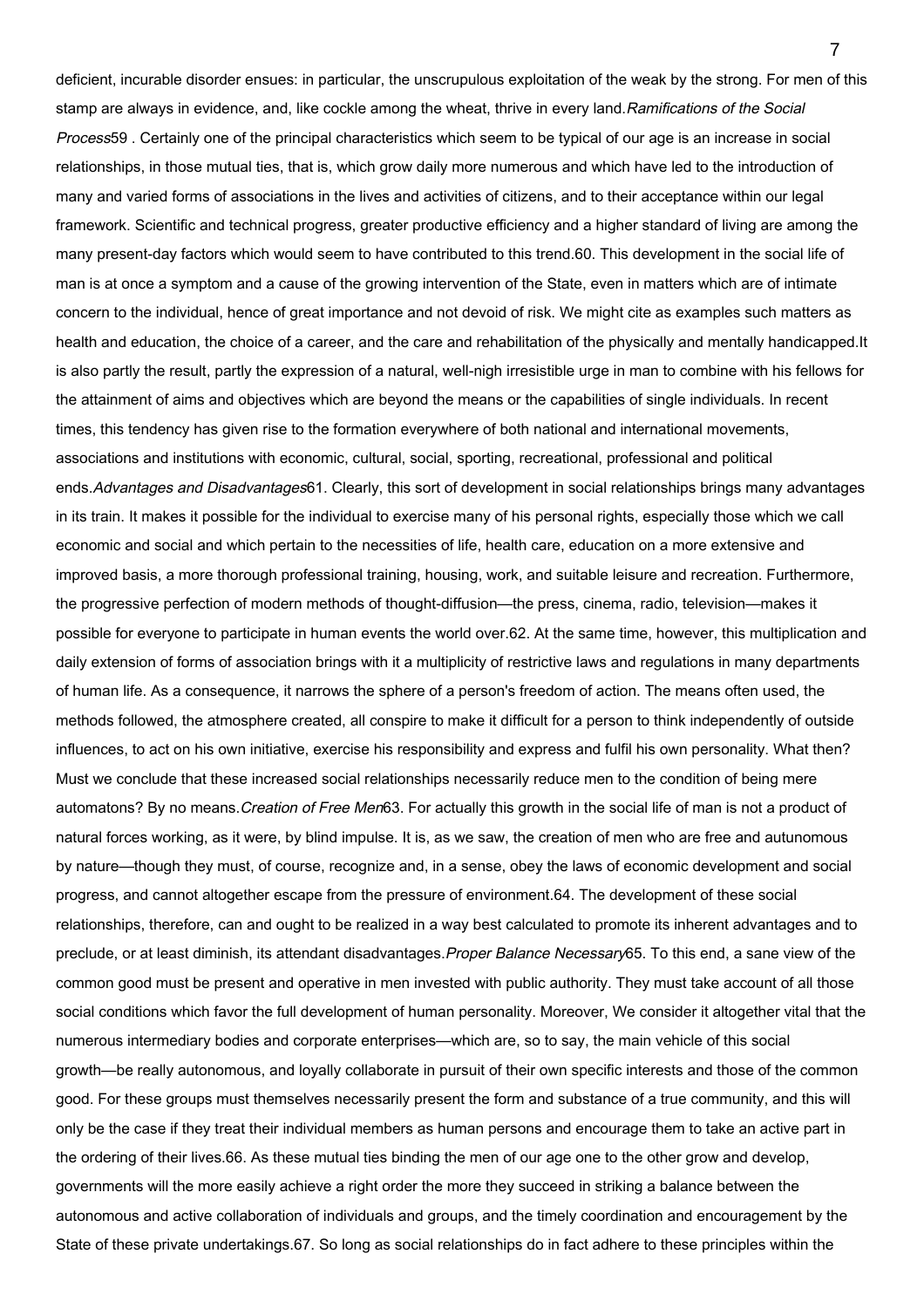deficient, incurable disorder ensues: in particular, the unscrupulous exploitation of the weak by the strong. For men of this stamp are always in evidence, and, like cockle among the wheat, thrive in every land.

### *Ramifications of the Social Process*

59 . Certainly one of the principal characteristics which seem to be typical of our age is an increase in social relationships, in those mutual ties, that is, which grow daily more numerous and which have led to the introduction of many and varied forms of associations in the lives and activities of citizens, and to their acceptance within our legal framework. Scientific and technical progress, greater productive efficiency and a higher standard of living are among the many present-day factors which would seem to have contributed to this trend.

60. This development in the social life of man is at once a symptom and a cause of the growing intervention of the State, even in matters which are of intimate concern to the individual, hence of great importance and not devoid of risk. We might cite as examples such matters as health and education, the choice of a career, and the care and rehabilitation of the physically and mentally handicapped.

It is also partly the result, partly the expression of a natural, well-nigh irresistible urge in man to combine with his fellows for the attainment of aims and objectives which are beyond the means or the capabilities of single individuals. In recent times, this tendency has given rise to the formation everywhere of both national and international movements, associations and institutions with economic, cultural, social, sporting, recreational, professional and political ends.

### *Advantages and Disadvantages*

61. Clearly, this sort of development in social relationships brings many advantages in its train. It makes it possible for the individual to exercise many of his personal rights, especially those which we call economic and social and which pertain to the necessities of life, health care, education on a more extensive and improved basis, a more thorough professional training, housing, work, and suitable leisure and recreation. Furthermore, the progressive perfection of modern methods of thought-diffusion—the press, cinema, radio, television—makes it possible for everyone to participate in human events the world over.

62. At the same time, however, this multiplication and daily extension of forms of association brings with it a multiplicity of restrictive laws and regulations in many departments of human life. As a consequence, it narrows the sphere of a person's freedom of action. The means often used, the methods followed, the atmosphere created, all conspire to make it difficult for a person to think independently of outside influences, to act on his own initiative, exercise his responsibility and express and fulfil his own personality. What then? Must we conclude that these increased social relationships necessarily reduce men to the condition of being mere automatons? By no means.

### *Creation of Free Men*

63. For actually this growth in the social life of man is not a product of natural forces working, as it were, by blind impulse. It is, as we saw, the creation of men who are free and autunomous by nature—though they must, of course, recognize and, in a sense, obey the laws of economic development and social progress, and cannot altogether escape from the pressure of environment.

64. The development of these social relationships, therefore, can and ought to be realized in a way best calculated to promote its inherent advantages and to preclude, or at least diminish, its attendant disadvantages.

### *Proper Balance Necessary*

65. To this end, a sane view of the common good must be present and operative in men invested with public authority. They must take account of all those social conditions which favor the full development of human personality. Moreover, We consider it altogether vital that the numerous intermediary bodies and corporate enterprises—which are, so to say, the main vehicle of this social growth—be really autonomous, and loyally collaborate in pursuit of their own specific interests and those of the common good. For these groups must themselves necessarily present the form and substance of a true community, and this will only be the case if they treat their individual members as human persons and encourage them to take an active part in the ordering of their lives.

66. As these mutual ties binding the men of our age one to the other grow and develop, governments will the more easily achieve a right order the more they succeed in striking a balance between the autonomous and active collaboration of individuals and groups, and the timely coordination and encouragement by the State of these private undertakings.

67. So long as social relationships do in fact adhere to these principles within the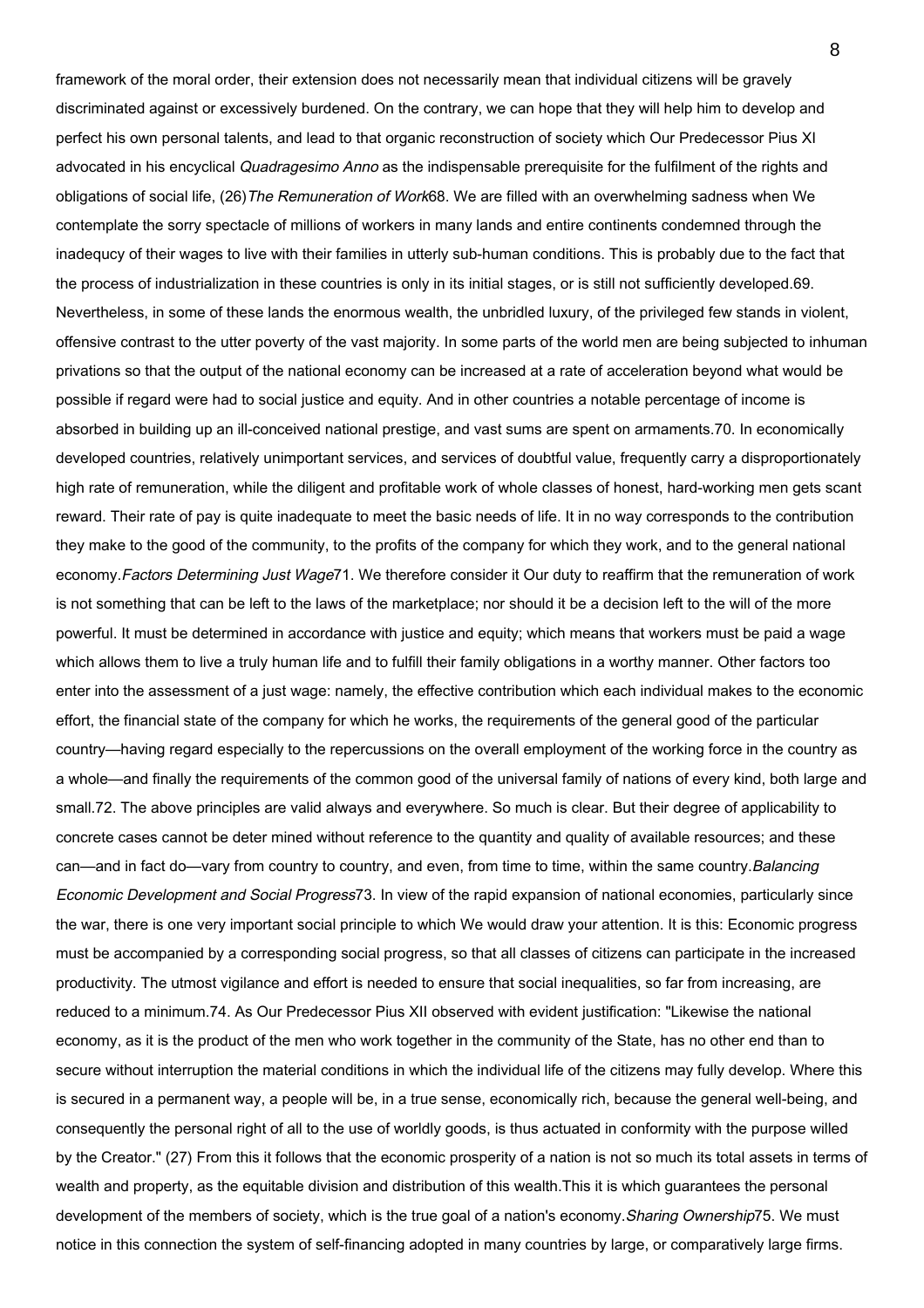framework of the moral order, their extension does not necessarily mean that individual citizens will be gravely discriminated against or excessively burdened. On the contrary, we can hope that they will help him to develop and perfect his own personal talents, and lead to that organic reconstruction of society which Our Predecessor Pius XI advocated in his encyclical *Quadragesimo Anno* as the indispensable prerequisite for the fulfilment of the rights and obligations of social life, (26)

### *The Remuneration of Work*

68. We are filled with an overwhelming sadness when We contemplate the sorry spectacle of millions of workers in many lands and entire continents condemned through the inadequcy of their wages to live with their families in utterly sub-human conditions. This is probably due to the fact that the process of industrialization in these countries is only in its initial stages, or is still not sufficiently developed.

69. Nevertheless, in some of these lands the enormous wealth, the unbridled luxury, of the privileged few stands in violent, offensive contrast to the utter poverty of the vast majority. In some parts of the world men are being subjected to inhuman privations so that the output of the national economy can be increased at a rate of acceleration beyond what would be possible if regard were had to social justice and equity. And in other countries a notable percentage of income is absorbed in building up an ill-conceived national prestige, and vast sums are spent on armaments.

70. In economically developed countries, relatively unimportant services, and services of doubtful value, frequently carry a disproportionately high rate of remuneration, while the diligent and profitable work of whole classes of honest, hard-working men gets scant reward. Their rate of pay is quite inadequate to meet the basic needs of life. It in no way corresponds to the contribution they make to the good of the community, to the profits of the company for which they work, and to the general national economy.

### *Factors Determining Just Wage*

71. We therefore consider it Our duty to reaffirm that the remuneration of work is not something that can be left to the laws of the marketplace; nor should it be a decision left to the will of the more powerful. It must be determined in accordance with justice and equity; which means that workers must be paid a wage which allows them to live a truly human life and to fulfill their family obligations in a worthy manner. Other factors too enter into the assessment of a just wage: namely, the effective contribution which each individual makes to the economic effort, the financial state of the company for which he works, the requirements of the general good of the particular country—having regard especially to the repercussions on the overall employment of the working force in the country as a whole—and finally the requirements of the common good of the universal family of nations of every kind, both large and small.

72. The above principles are valid always and everywhere. So much is clear. But their degree of applicability to concrete cases cannot be deter mined without reference to the quantity and quality of available resources; and these can—and in fact do—vary from country to country, and even, from time to time, within the same country.

### *Balancing Economic Development and Social Progress*

73. In view of the rapid expansion of national economies, particularly since the war, there is one very important social principle to which We would draw your attention. It is this: Economic progress must be accompanied by a corresponding social progress, so that all classes of citizens can participate in the increased productivity. The utmost vigilance and effort is needed to ensure that social inequalities, so far from increasing, are reduced to a minimum.

74. As Our Predecessor Pius XII observed with evident justification: "Likewise the national economy, as it is the product of the men who work together in the community of the State, has no other end than to secure without interruption the material conditions in which the individual life of the citizens may fully develop. Where this is secured in a permanent way, a people will be, in a true sense, economically rich, because the general well-being, and consequently the personal right of all to the use of worldly goods, is thus actuated in conformity with the purpose willed by the Creator." (27) From this it follows that the economic prosperity of a nation is not so much its total assets in terms of wealth and property, as the equitable division and distribution of this wealth.This it is which guarantees the personal development of the members of society, which is the true goal of a nation's economy.

### *Sharing Ownership*

75. We must notice in this connection the system of self-financing adopted in many countries by large, or comparatively large firms.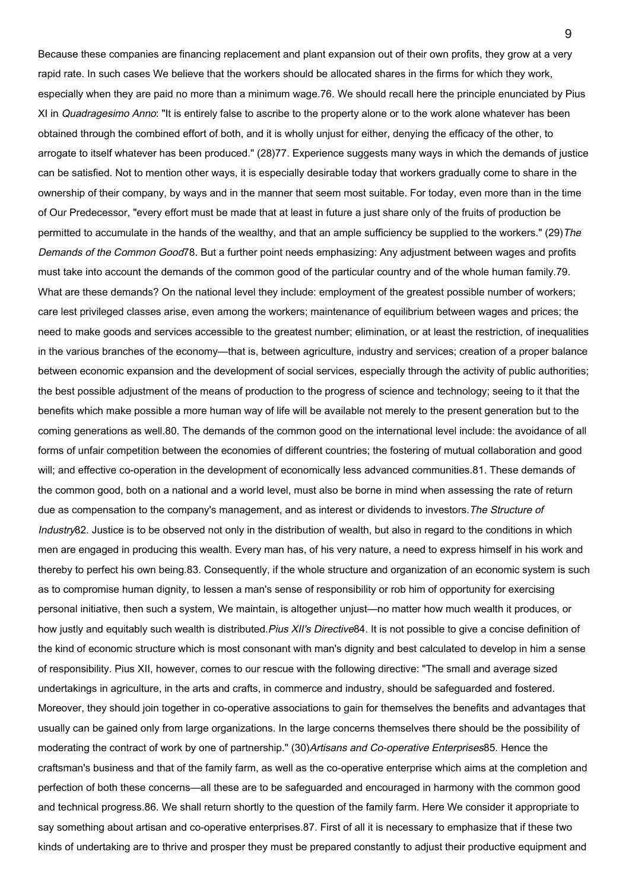Because these companies are financing replacement and plant expansion out of their own profits, they grow at a very rapid rate. In such cases We believe that the workers should be allocated shares in the firms for which they work, especially when they are paid no more than a minimum wage.

76. We should recall here the principle enunciated by Pius XI in *Quadragesimo Anno*: "It is entirely false to ascribe to the property alone or to the work alone whatever has been obtained through the combined effort of both, and it is wholly unjust for either, denying the efficacy of the other, to arrogate to itself whatever has been produced." (28)

77. Experience suggests many ways in which the demands of justice can be satisfied. Not to mention other ways, it is especially desirable today that workers gradually come to share in the ownership of their company, by ways and in the manner that seem most suitable. For today, even more than in the time of Our Predecessor, "every effort must be made that at least in future a just share only of the fruits of production be permitted to accumulate in the hands of the wealthy, and that an ample sufficiency be supplied to the workers." (29)

### *The Demands of the Common Good*

78. But a further point needs emphasizing: Any adjustment between wages and profits must take into account the demands of the common good of the particular country and of the whole human family.

79. What are these demands? On the national level they include: employment of the greatest possible number of workers; care lest privileged classes arise, even among the workers; maintenance of equilibrium between wages and prices; the need to make goods and services accessible to the greatest number; elimination, or at least the restriction, of inequalities in the various branches of the economy—that is, between agriculture, industry and services; creation of a proper balance between economic expansion and the development of social services, especially through the activity of public authorities; the best possible adjustment of the means of production to the progress of science and technology; seeing to it that the benefits which make possible a more human way of life will be available not merely to the present generation but to the coming generations as well.

80. The demands of the common good on the international level include: the avoidance of all forms of unfair competition between the economies of different countries; the fostering of mutual collaboration and good will; and effective co-operation in the development of economically less advanced communities.

81. These demands of the common good, both on a national and a world level, must also be borne in mind when assessing the rate of return due as compensation to the company's management, and as interest or dividends to investors.

### *The Structure of Industry*

82. Justice is to be observed not only in the distribution of wealth, but also in regard to the conditions in which men are engaged in producing this wealth. Every man has, of his very nature, a need to express himself in his work and thereby to perfect his own being.

83. Consequently, if the whole structure and organization of an economic system is such as to compromise human dignity, to lessen a man's sense of responsibility or rob him of opportunity for exercising personal initiative, then such a system, We maintain, is altogether unjust—no matter how much wealth it produces, or how justly and equitably such wealth is distributed.

### *Pius XII's Directive*

84. It is not possible to give a concise definition of the kind of economic structure which is most consonant with man's dignity and best calculated to develop in him a sense of responsibility. Pius XII, however, comes to our rescue with the following directive: "The small and average sized undertakings in agriculture, in the arts and crafts, in commerce and industry, should be safeguarded and fostered. Moreover, they should join together in co-operative associations to gain for themselves the benefits and advantages that usually can be gained only from large organizations. In the large concerns themselves there should be the possibility of moderating the contract of work by one of partnership." (30)

### *Artisans and Co-operative Enterprises*

85. Hence the craftsman's business and that of the family farm, as well as the co-operative enterprise which aims at the completion and perfection of both these concerns—all these are to be safeguarded and encouraged in harmony with the common good and technical progress.

86. We shall return shortly to the question of the family farm. Here We consider it appropriate to say something about artisan and co-operative enterprises.

87. First of all it is necessary to emphasize that if these two kinds of undertaking are to thrive and prosper they must be prepared constantly to adjust their productive equipment and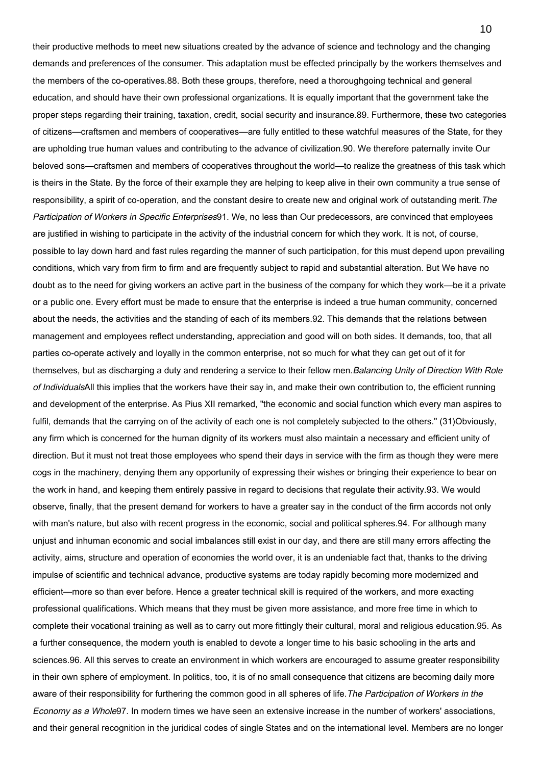their productive methods to meet new situations created by the advance of science and technology and the changing demands and preferences of the consumer. This adaptation must be effected principally by the workers themselves and the members of the co-operatives.88. Both these groups, therefore, need a thoroughgoing technical and general education, and should have their own professional organizations. It is equally important that the government take the proper steps regarding their training, taxation, credit, social security and insurance.89. Furthermore, these two categories of citizens—craftsmen and members of cooperatives—are fully entitled to these watchful measures of the State, for they are upholding true human values and contributing to the advance of civilization.90. We therefore paternally invite Our beloved sons—craftsmen and members of cooperatives throughout the world—to realize the greatness of this task which is theirs in the State. By the force of their example they are helping to keep alive in their own community a true sense of responsibility, a spirit of co-operation, and the constant desire to create new and original work of outstanding merit.*The Participation of Workers in Specific Enterprises*91. We, no less than Our predecessors, are convinced that employees are justified in wishing to participate in the activity of the industrial concern for which they work. It is not, of course, possible to lay down hard and fast rules regarding the manner of such participation, for this must depend upon prevailing conditions, which vary from firm to firm and are frequently subject to rapid and substantial alteration. But We have no doubt as to the need for giving workers an active part in the business of the company for which they work—be it a private or a public one. Every effort must be made to ensure that the enterprise is indeed a true human community, concerned about the needs, the activities and the standing of each of its members.92. This demands that the relations between management and employees reflect understanding, appreciation and good will on both sides. It demands, too, that all parties co-operate actively and loyally in the common enterprise, not so much for what they can get out of it for themselves, but as discharging a duty and rendering a service to their fellow men.*Balancing Unity of Direction With Role of Individuals*All this implies that the workers have their say in, and make their own contribution to, the efficient running and development of the enterprise. As Pius XII remarked, "the economic and social function which every man aspires to fulfil, demands that the carrying on of the activity of each one is not completely subjected to the others." (31)Obviously, any firm which is concerned for the human dignity of its workers must also maintain a necessary and efficient unity of direction. But it must not treat those employees who spend their days in service with the firm as though they were mere cogs in the machinery, denying them any opportunity of expressing their wishes or bringing their experience to bear on the work in hand, and keeping them entirely passive in regard to decisions that regulate their activity.93. We would observe, finally, that the present demand for workers to have a greater say in the conduct of the firm accords not only with man's nature, but also with recent progress in the economic, social and political spheres.94. For although many unjust and inhuman economic and social imbalances still exist in our day, and there are still many errors affecting the activity, aims, structure and operation of economies the world over, it is an undeniable fact that, thanks to the driving impulse of scientific and technical advance, productive systems are today rapidly becoming more modernized and efficient—more so than ever before. Hence a greater technical skill is required of the workers, and more exacting professional qualifications. Which means that they must be given more assistance, and more free time in which to complete their vocational training as well as to carry out more fittingly their cultural, moral and religious education.95. As a further consequence, the modern youth is enabled to devote a longer time to his basic schooling in the arts and sciences.96. All this serves to create an environment in which workers are encouraged to assume greater responsibility in their own sphere of employment. In politics, too, it is of no small consequence that citizens are becoming daily more aware of their responsibility for furthering the common good in all spheres of life.*The Participation of Workers in the Economy as a Whole*97. In modern times we have seen an extensive increase in the number of workers' associations, and their general recognition in the juridical codes of single States and on the international level. Members are no longer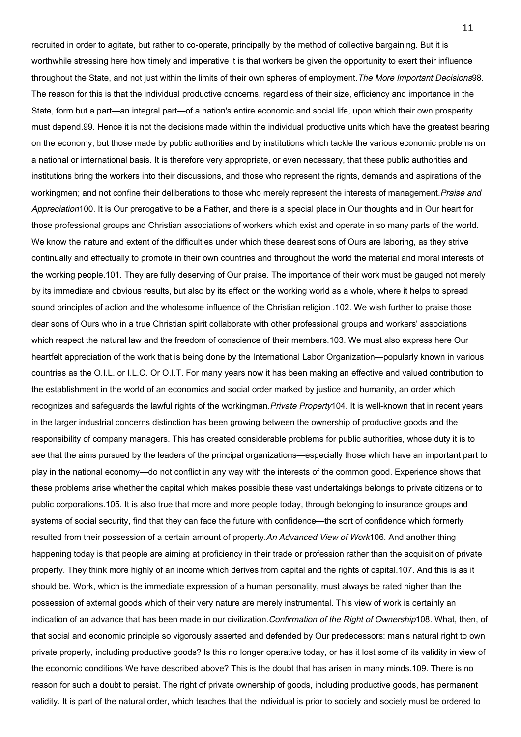recruited in order to agitate, but rather to co-operate, principally by the method of collective bargaining. But it is worthwhile stressing here how timely and imperative it is that workers be given the opportunity to exert their influence throughout the State, and not just within the limits of their own spheres of employment.

*The More Important Decisions*

98. The reason for this is that the individual productive concerns, regardless of their size, efficiency and importance in the State, form but a part—an integral part—of a nation's entire economic and social life, upon which their own prosperity must depend.

99. Hence it is not the decisions made within the individual productive units which have the greatest bearing on the economy, but those made by public authorities and by institutions which tackle the various economic problems on a national or international basis. It is therefore very appropriate, or even necessary, that these public authorities and institutions bring the workers into their discussions, and those who represent the rights, demands and aspirations of the workingmen; and not confine their deliberations to those who merely represent the interests of management.

*Praise and Appreciation*

100. It is Our prerogative to be a Father, and there is a special place in Our thoughts and in Our heart for those professional groups and Christian associations of workers which exist and operate in so many parts of the world. We know the nature and extent of the difficulties under which these dearest sons of Ours are laboring, as they strive continually and effectually to promote in their own countries and throughout the world the material and moral interests of the working people.

101. They are fully deserving of Our praise. The importance of their work must be gauged not merely by its immediate and obvious results, but also by its effect on the working world as a whole, where it helps to spread sound principles of action and the wholesome influence of the Christian religion .

102. We wish further to praise those dear sons of Ours who in a true Christian spirit collaborate with other professional groups and workers' associations which respect the natural law and the freedom of conscience of their members.

103. We must also express here Our heartfelt appreciation of the work that is being done by the International Labor Organization—popularly known in various countries as the O.I.L. or I.L.O. Or O.I.T. For many years now it has been making an effective and valued contribution to the establishment in the world of an economics and social order marked by justice and humanity, an order which recognizes and safeguards the lawful rights of the workingman.

*Private Property*

104. It is well-known that in recent years in the larger industrial concerns distinction has been growing between the ownership of productive goods and the responsibility of company managers. This has created considerable problems for public authorities, whose duty it is to see that the aims pursued by the leaders of the principal organizations—especially those which have an important part to play in the national economy—do not conflict in any way with the interests of the common good. Experience shows that these problems arise whether the capital which makes possible these vast undertakings belongs to private citizens or to public corporations.

105. It is also true that more and more people today, through belonging to insurance groups and systems of social security, find that they can face the future with confidence—the sort of confidence which formerly resulted from their possession of a certain amount of property.

*An Advanced View of Work*

106. And another thing happening today is that people are aiming at proficiency in their trade or profession rather than the acquisition of private property. They think more highly of an income which derives from capital and the rights of capital.

107. And this is as it should be. Work, which is the immediate expression of a human personality, must always be rated higher than the possession of external goods which of their very nature are merely instrumental. This view of work is certainly an indication of an advance that has been made in our civilization.

*Confirmation of the Right of Ownership*

108. What, then, of that social and economic principle so vigorously asserted and defended by Our predecessors: man's natural right to own private property, including productive goods? Is this no longer operative today, or has it lost some of its validity in view of the economic conditions We have described above? This is the doubt that has arisen in many minds.

109. There is no reason for such a doubt to persist. The right of private ownership of goods, including productive goods, has permanent validity. It is part of the natural order, which teaches that the individual is prior to society and society must be ordered to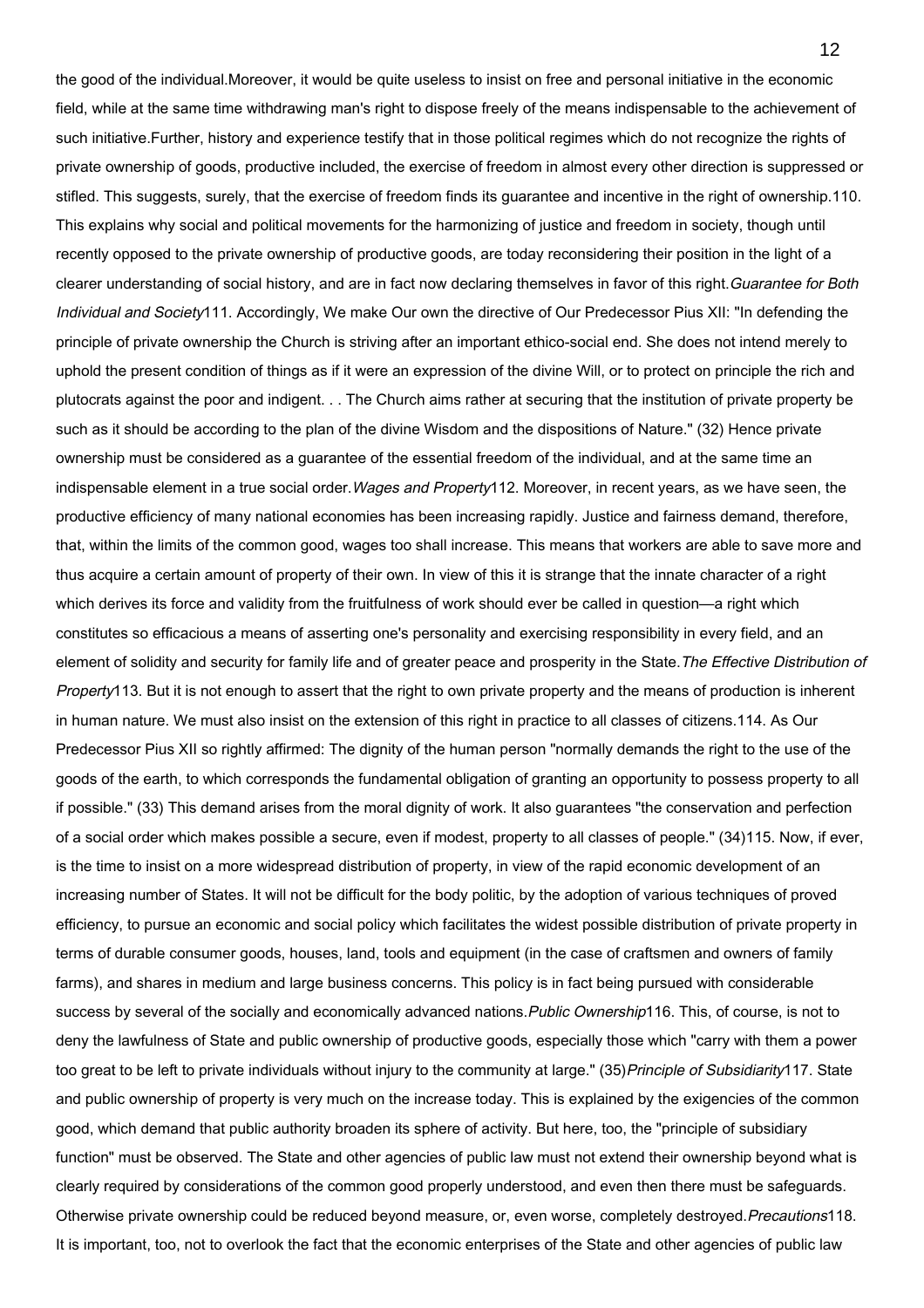the good of the individual. Moreover, it would be quite useless to insist on free and personal initiative in the economic field, while at the same time withdrawing man's right to dispose freely of the means indispensable to the achievement of such initiative. Further, history and experience testify that in those political regimes which do not recognize the rights of private ownership of goods, productive included, the exercise of freedom in almost every other direction is suppressed or stifled. This suggests, surely, that the exercise of freedom finds its guarantee and incentive in the right of ownership.

110. This explains why social and political movements for the harmonizing of justice and freedom in society, though until recently opposed to the private ownership of productive goods, are today reconsidering their position in the light of a clearer understanding of social history, and are in fact now declaring themselves in favor of this right.

*Guarantee for Both Individual and Society*

111. Accordingly, We make Our own the directive of Our Predecessor Pius XII: "In defending the principle of private ownership the Church is striving after an important ethico-social end. She does not intend merely to uphold the present condition of things as if it were an expression of the divine Will, or to protect on principle the rich and plutocrats against the poor and indigent. . . The Church aims rather at securing that the institution of private property be such as it should be according to the plan of the divine Wisdom and the dispositions of Nature." (32) Hence private ownership must be considered as a guarantee of the essential freedom of the individual, and at the same time an indispensable element in a true social order.

*Wages and Property*

112. Moreover, in recent years, as we have seen, the productive efficiency of many national economies has been increasing rapidly. Justice and fairness demand, therefore, that, within the limits of the common good, wages too shall increase. This means that workers are able to save more and thus acquire a certain amount of property of their own. In view of this it is strange that the innate character of a right which derives its force and validity from the fruitfulness of work should ever be called in question—a right which constitutes so efficacious a means of asserting one's personality and exercising responsibility in every field, and an element of solidity and security for family life and of greater peace and prosperity in the State.

*The Effective Distribution of Property*

113. But it is not enough to assert that the right to own private property and the means of production is inherent in human nature. We must also insist on the extension of this right in practice to all classes of citizens.

114. As Our Predecessor Pius XII so rightly affirmed: The dignity of the human person "normally demands the right to the use of the goods of the earth, to which corresponds the fundamental obligation of granting an opportunity to possess property to all if possible." (33) This demand arises from the moral dignity of work. It also guarantees "the conservation and perfection of a social order which makes possible a secure, even if modest, property to all classes of people." (34)

115. Now, if ever, is the time to insist on a more widespread distribution of property, in view of the rapid economic development of an increasing number of States. It will not be difficult for the body politic, by the adoption of various techniques of proved efficiency, to pursue an economic and social policy which facilitates the widest possible distribution of private property in terms of durable consumer goods, houses, land, tools and equipment (in the case of craftsmen and owners of family farms), and shares in medium and large business concerns. This policy is in fact being pursued with considerable success by several of the socially and economically advanced nations.

*Public Ownership*

116. This, of course, is not to deny the lawfulness of State and public ownership of productive goods, especially those which "carry with them a power too great to be left to private individuals without injury to the community at large." (35)

*Principle of Subsidiarity*

117. State and public ownership of property is very much on the increase today. This is explained by the exigencies of the common good, which demand that public authority broaden its sphere of activity. But here, too, the "principle of subsidiary function" must be observed. The State and other agencies of public law must not extend their ownership beyond what is clearly required by considerations of the common good properly understood, and even then there must be safeguards. Otherwise private ownership could be reduced beyond measure, or, even worse, completely destroyed.

*Precautions*

118. It is important, too, not to overlook the fact that the economic enterprises of the State and other agencies of public law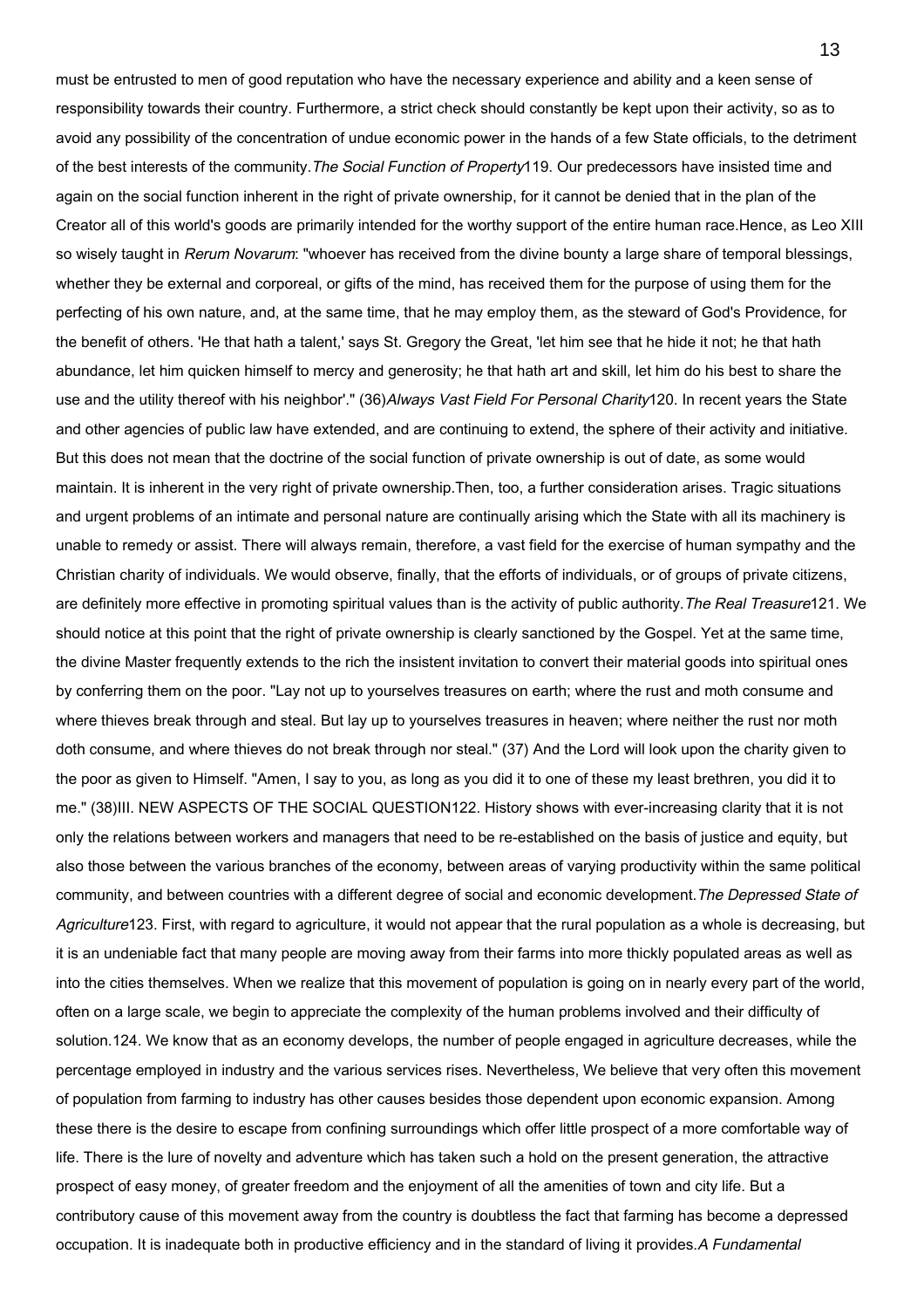must be entrusted to men of good reputation who have the necessary experience and ability and a keen sense of responsibility towards their country. Furthermore, a strict check should constantly be kept upon their activity, so as to avoid any possibility of the concentration of undue economic power in the hands of a few State officials, to the detriment of the best interests of the community.

*The Social Function of Property*

119. Our predecessors have insisted time and again on the social function inherent in the right of private ownership, for it cannot be denied that in the plan of the Creator all of this world's goods are primarily intended for the worthy support of the entire human race.

Hence, as Leo XIII so wisely taught in *Rerum Novarum*: "whoever has received from the divine bounty a large share of temporal blessings, whether they be external and corporeal, or gifts of the mind, has received them for the purpose of using them for the perfecting of his own nature, and, at the same time, that he may employ them, as the steward of God's Providence, for the benefit of others. 'He that hath a talent,' says St. Gregory the Great, 'let him see that he hide it not; he that hath abundance, let him quicken himself to mercy and generosity; he that hath art and skill, let him do his best to share the use and the utility thereof with his neighbor'." (36)

*Always Vast Field For Personal Charity*

120. In recent years the State and other agencies of public law have extended, and are continuing to extend, the sphere of their activity and initiative. But this does not mean that the doctrine of the social function of private ownership is out of date, as some would maintain. It is inherent in the very right of private ownership.

Then, too, a further consideration arises. Tragic situations and urgent problems of an intimate and personal nature are continually arising which the State with all its machinery is unable to remedy or assist. There will always remain, therefore, a vast field for the exercise of human sympathy and the Christian charity of individuals. We would observe, finally, that the efforts of individuals, or of groups of private citizens, are definitely more effective in promoting spiritual values than is the activity of public authority.

*The Real Treasure*

121. We should notice at this point that the right of private ownership is clearly sanctioned by the Gospel. Yet at the same time, the divine Master frequently extends to the rich the insistent invitation to convert their material goods into spiritual ones by conferring them on the poor. "Lay not up to yourselves treasures on earth; where the rust and moth consume and where thieves break through and steal. But lay up to yourselves treasures in heaven; where neither the rust nor moth doth consume, and where thieves do not break through nor steal." (37) And the Lord will look upon the charity given to the poor as given to Himself. "Amen, I say to you, as long as you did it to one of these my least brethren, you did it to me." (38)

## III. NEW ASPECTS OF THE SOCIAL QUESTION

122. History shows with ever-increasing clarity that it is not only the relations between workers and managers that need to be re-established on the basis of justice and equity, but also those between the various branches of the economy, between areas of varying productivity within the same political community, and between countries with a different degree of social and economic development.

*The Depressed State of Agriculture*

123. First, with regard to agriculture, it would not appear that the rural population as a whole is decreasing, but it is an undeniable fact that many people are moving away from their farms into more thickly populated areas as well as into the cities themselves. When we realize that this movement of population is going on in nearly every part of the world, often on a large scale, we begin to appreciate the complexity of the human problems involved and their difficulty of solution.

124. We know that as an economy develops, the number of people engaged in agriculture decreases, while the percentage employed in industry and the various services rises. Nevertheless, We believe that very often this movement of population from farming to industry has other causes besides those dependent upon economic expansion. Among these there is the desire to escape from confining surroundings which offer little prospect of a more comfortable way of life. There is the lure of novelty and adventure which has taken such a hold on the present generation, the attractive prospect of easy money, of greater freedom and the enjoyment of all the amenities of town and city life. But a contributory cause of this movement away from the country is doubtless the fact that farming has become a depressed occupation. It is inadequate both in productive efficiency and in the standard of living it provides.

*A Fundamental*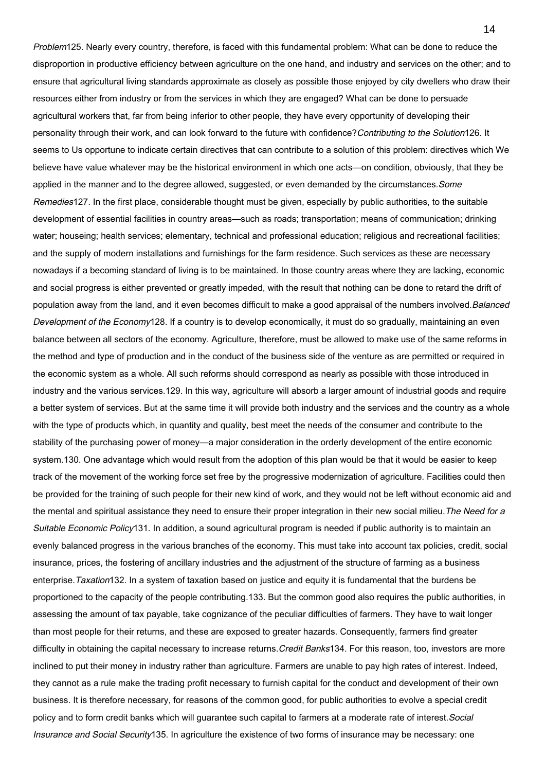*Problem*125. Nearly every country, therefore, is faced with this fundamental problem: What can be done to reduce the disproportion in productive efficiency between agriculture on the one hand, and industry and services on the other; and to ensure that agricultural living standards approximate as closely as possible those enjoyed by city dwellers who draw their resources either from industry or from the services in which they are engaged? What can be done to persuade agricultural workers that, far from being inferior to other people, they have every opportunity of developing their personality through their work, and can look forward to the future with confidence?*Contributing to the Solution*126. It seems to Us opportune to indicate certain directives that can contribute to a solution of this problem: directives which We believe have value whatever may be the historical environment in which one acts—on condition, obviously, that they be applied in the manner and to the degree allowed, suggested, or even demanded by the circumstances.*Some Remedies*127. In the first place, considerable thought must be given, especially by public authorities, to the suitable development of essential facilities in country areas—such as roads; transportation; means of communication; drinking water; houseing; health services; elementary, technical and professional education; religious and recreational facilities; and the supply of modern installations and furnishings for the farm residence. Such services as these are necessary nowadays if a becoming standard of living is to be maintained. In those country areas where they are lacking, economic and social progress is either prevented or greatly impeded, with the result that nothing can be done to retard the drift of population away from the land, and it even becomes difficult to make a good appraisal of the numbers involved.*Balanced Development of the Economy*128. If a country is to develop economically, it must do so gradually, maintaining an even balance between all sectors of the economy. Agriculture, therefore, must be allowed to make use of the same reforms in the method and type of production and in the conduct of the business side of the venture as are permitted or required in the economic system as a whole. All such reforms should correspond as nearly as possible with those introduced in industry and the various services.129. In this way, agriculture will absorb a larger amount of industrial goods and require a better system of services. But at the same time it will provide both industry and the services and the country as a whole with the type of products which, in quantity and quality, best meet the needs of the consumer and contribute to the stability of the purchasing power of money—a major consideration in the orderly development of the entire economic system.130. One advantage which would result from the adoption of this plan would be that it would be easier to keep track of the movement of the working force set free by the progressive modernization of agriculture. Facilities could then be provided for the training of such people for their new kind of work, and they would not be left without economic aid and the mental and spiritual assistance they need to ensure their proper integration in their new social milieu.*The Need for a Suitable Economic Policy*131. In addition, a sound agricultural program is needed if public authority is to maintain an evenly balanced progress in the various branches of the economy. This must take into account tax policies, credit, social insurance, prices, the fostering of ancillary industries and the adjustment of the structure of farming as a business enterprise.*Taxation*132. In a system of taxation based on justice and equity it is fundamental that the burdens be proportioned to the capacity of the people contributing.133. But the common good also requires the public authorities, in assessing the amount of tax payable, take cognizance of the peculiar difficulties of farmers. They have to wait longer than most people for their returns, and these are exposed to greater hazards. Consequently, farmers find greater difficulty in obtaining the capital necessary to increase returns.*Credit Banks*134. For this reason, too, investors are more inclined to put their money in industry rather than agriculture. Farmers are unable to pay high rates of interest. Indeed, they cannot as a rule make the trading profit necessary to furnish capital for the conduct and development of their own business. It is therefore necessary, for reasons of the common good, for public authorities to evolve a special credit policy and to form credit banks which will guarantee such capital to farmers at a moderate rate of interest.*Social Insurance and Social Security*135. In agriculture the existence of two forms of insurance may be necessary: one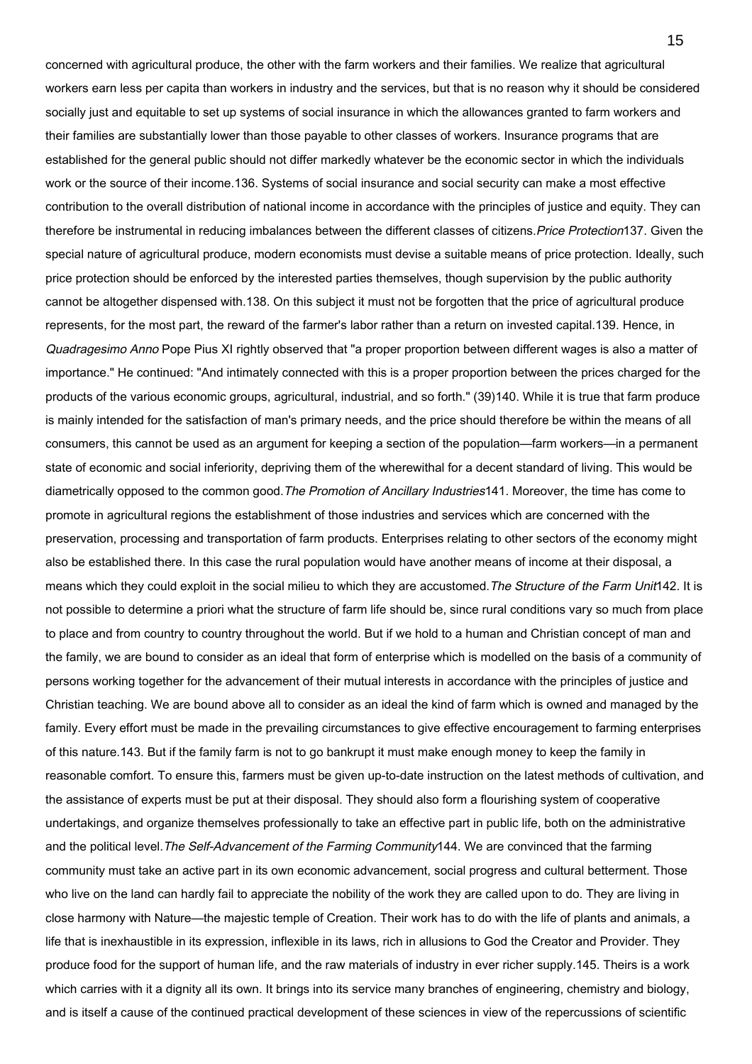concerned with agricultural produce, the other with the farm workers and their families. We realize that agricultural workers earn less per capita than workers in industry and the services, but that is no reason why it should be considered socially just and equitable to set up systems of social insurance in which the allowances granted to farm workers and their families are substantially lower than those payable to other classes of workers. Insurance programs that are established for the general public should not differ markedly whatever be the economic sector in which the individuals work or the source of their income.

136. Systems of social insurance and social security can make a most effective contribution to the overall distribution of national income in accordance with the principles of justice and equity. They can therefore be instrumental in reducing imbalances between the different classes of citizens.

### *Price Protection*

137. Given the special nature of agricultural produce, modern economists must devise a suitable means of price protection. Ideally, such price protection should be enforced by the interested parties themselves, though supervision by the public authority cannot be altogether dispensed with.

138. On this subject it must not be forgotten that the price of agricultural produce represents, for the most part, the reward of the farmer's labor rather than a return on invested capital.

139. Hence, in *Quadragesimo Anno* Pope Pius XI rightly observed that "a proper proportion between different wages is also a matter of importance." He continued: "And intimately connected with this is a proper proportion between the prices charged for the products of the various economic groups, agricultural, industrial, and so forth." (39)

140. While it is true that farm produce is mainly intended for the satisfaction of man's primary needs, and the price should therefore be within the means of all consumers, this cannot be used as an argument for keeping a section of the population—farm workers—in a permanent state of economic and social inferiority, depriving them of the wherewithal for a decent standard of living. This would be diametrically opposed to the common good.

### *The Promotion of Ancillary Industries*

141. Moreover, the time has come to promote in agricultural regions the establishment of those industries and services which are concerned with the preservation, processing and transportation of farm products. Enterprises relating to other sectors of the economy might also be established there. In this case the rural population would have another means of income at their disposal, a means which they could exploit in the social milieu to which they are accustomed.

### *The Structure of the Farm Unit*

142. It is not possible to determine a priori what the structure of farm life should be, since rural conditions vary so much from place to place and from country to country throughout the world. But if we hold to a human and Christian concept of man and the family, we are bound to consider as an ideal that form of enterprise which is modelled on the basis of a community of persons working together for the advancement of their mutual interests in accordance with the principles of justice and Christian teaching. We are bound above all to consider as an ideal the kind of farm which is owned and managed by the family. Every effort must be made in the prevailing circumstances to give effective encouragement to farming enterprises of this nature.

143. But if the family farm is not to go bankrupt it must make enough money to keep the family in reasonable comfort. To ensure this, farmers must be given up-to-date instruction on the latest methods of cultivation, and the assistance of experts must be put at their disposal. They should also form a flourishing system of cooperative undertakings, and organize themselves professionally to take an effective part in public life, both on the administrative and the political level.

### *The Self-Advancement of the Farming Community*

144. We are convinced that the farming community must take an active part in its own economic advancement, social progress and cultural betterment. Those who live on the land can hardly fail to appreciate the nobility of the work they are called upon to do. They are living in close harmony with Nature—the majestic temple of Creation. Their work has to do with the life of plants and animals, a life that is inexhaustible in its expression, inflexible in its laws, rich in allusions to God the Creator and Provider. They produce food for the support of human life, and the raw materials of industry in ever richer supply.

145. Theirs is a work which carries with it a dignity all its own. It brings into its service many branches of engineering, chemistry and biology, and is itself a cause of the continued practical development of these sciences in view of the repercussions of scientific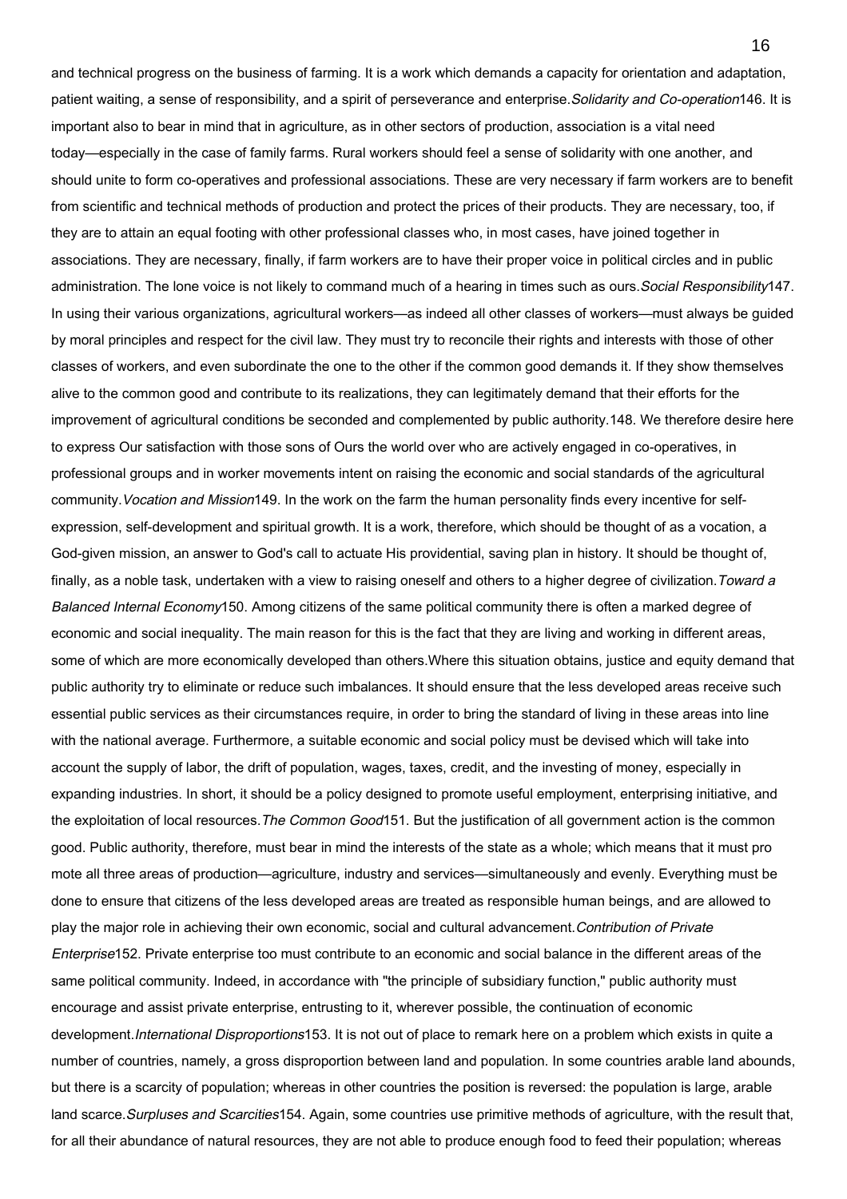and technical progress on the business of farming. It is a work which demands a capacity for orientation and adaptation, patient waiting, a sense of responsibility, and a spirit of perseverance and enterprise.

*Solidarity and Co-operation*

146. It is important also to bear in mind that in agriculture, as in other sectors of production, association is a vital need today—especially in the case of family farms. Rural workers should feel a sense of solidarity with one another, and should unite to form co-operatives and professional associations. These are very necessary if farm workers are to benefit from scientific and technical methods of production and protect the prices of their products. They are necessary, too, if they are to attain an equal footing with other professional classes who, in most cases, have joined together in associations. They are necessary, finally, if farm workers are to have their proper voice in political circles and in public administration. The lone voice is not likely to command much of a hearing in times such as ours.

*Social Responsibility*

147. In using their various organizations, agricultural workers—as indeed all other classes of workers—must always be guided by moral principles and respect for the civil law. They must try to reconcile their rights and interests with those of other classes of workers, and even subordinate the one to the other if the common good demands it. If they show themselves alive to the common good and contribute to its realizations, they can legitimately demand that their efforts for the improvement of agricultural conditions be seconded and complemented by public authority.

148. We therefore desire here to express Our satisfaction with those sons of Ours the world over who are actively engaged in co-operatives, in professional groups and in worker movements intent on raising the economic and social standards of the agricultural community.

*Vocation and Mission*

149. In the work on the farm the human personality finds every incentive for self-expression, self-development and spiritual growth. It is a work, therefore, which should be thought of as a vocation, a God-given mission, an answer to God's call to actuate His providential, saving plan in history. It should be thought of, finally, as a noble task, undertaken with a view to raising oneself and others to a higher degree of civilization.

*Toward a Balanced Internal Economy*

150. Among citizens of the same political community there is often a marked degree of economic and social inequality. The main reason for this is the fact that they are living and working in different areas, some of which are more economically developed than others.

Where this situation obtains, justice and equity demand that public authority try to eliminate or reduce such imbalances. It should ensure that the less developed areas receive such essential public services as their circumstances require, in order to bring the standard of living in these areas into line with the national average. Furthermore, a suitable economic and social policy must be devised which will take into account the supply of labor, the drift of population, wages, taxes, credit, and the investing of money, especially in expanding industries. In short, it should be a policy designed to promote useful employment, enterprising initiative, and the exploitation of local resources.

*The Common Good*

151. But the justification of all government action is the common good. Public authority, therefore, must bear in mind the interests of the state as a whole; which means that it must promote all three areas of production—agriculture, industry and services—simultaneously and evenly. Everything must be done to ensure that citizens of the less developed areas are treated as responsible human beings, and are allowed to play the major role in achieving their own economic, social and cultural advancement.

*Contribution of Private Enterprise*

152. Private enterprise too must contribute to an economic and social balance in the different areas of the same political community. Indeed, in accordance with "the principle of subsidiary function," public authority must encourage and assist private enterprise, entrusting to it, wherever possible, the continuation of economic development.

*International Disproportions*

153. It is not out of place to remark here on a problem which exists in quite a number of countries, namely, a gross disproportion between land and population. In some countries arable land abounds, but there is a scarcity of population; whereas in other countries the position is reversed: the population is large, arable land scarce.

*Surpluses and Scarcities*

154. Again, some countries use primitive methods of agriculture, with the result that, for all their abundance of natural resources, they are not able to produce enough food to feed their population; whereas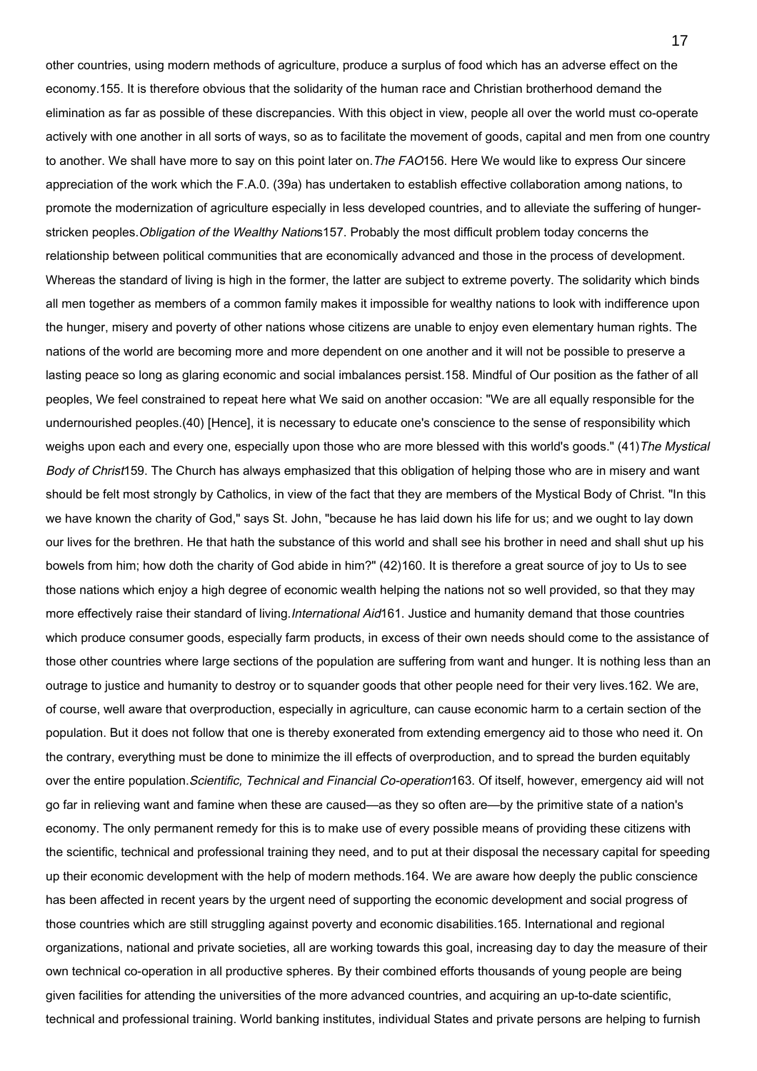other countries, using modern methods of agriculture, produce a surplus of food which has an adverse effect on the economy.

155. It is therefore obvious that the solidarity of the human race and Christian brotherhood demand the elimination as far as possible of these discrepancies. With this object in view, people all over the world must co-operate actively with one another in all sorts of ways, so as to facilitate the movement of goods, capital and men from one country to another. We shall have more to say on this point later on.

*The FAO*

156. Here We would like to express Our sincere appreciation of the work which the F.A.0. (39a) has undertaken to establish effective collaboration among nations, to promote the modernization of agriculture especially in less developed countries, and to alleviate the suffering of hunger-stricken peoples.

*Obligation of the Wealthy Nations*

157. Probably the most difficult problem today concerns the relationship between political communities that are economically advanced and those in the process of development. Whereas the standard of living is high in the former, the latter are subject to extreme poverty. The solidarity which binds all men together as members of a common family makes it impossible for wealthy nations to look with indifference upon the hunger, misery and poverty of other nations whose citizens are unable to enjoy even elementary human rights. The nations of the world are becoming more and more dependent on one another and it will not be possible to preserve a lasting peace so long as glaring economic and social imbalances persist.

158. Mindful of Our position as the father of all peoples, We feel constrained to repeat here what We said on another occasion: "We are all equally responsible for the undernourished peoples.(40) [Hence], it is necessary to educate one's conscience to the sense of responsibility which weighs upon each and every one, especially upon those who are more blessed with this world's goods." (41)

*The Mystical Body of Christ*

159. The Church has always emphasized that this obligation of helping those who are in misery and want should be felt most strongly by Catholics, in view of the fact that they are members of the Mystical Body of Christ. "In this we have known the charity of God," says St. John, "because he has laid down his life for us; and we ought to lay down our lives for the brethren. He that hath the substance of this world and shall see his brother in need and shall shut up his bowels from him; how doth the charity of God abide in him?" (42)

160. It is therefore a great source of joy to Us to see those nations which enjoy a high degree of economic wealth helping the nations not so well provided, so that they may more effectively raise their standard of living.

*International Aid*

161. Justice and humanity demand that those countries which produce consumer goods, especially farm products, in excess of their own needs should come to the assistance of those other countries where large sections of the population are suffering from want and hunger. It is nothing less than an outrage to justice and humanity to destroy or to squander goods that other people need for their very lives.

162. We are, of course, well aware that overproduction, especially in agriculture, can cause economic harm to a certain section of the population. But it does not follow that one is thereby exonerated from extending emergency aid to those who need it. On the contrary, everything must be done to minimize the ill effects of overproduction, and to spread the burden equitably over the entire population.

*Scientific, Technical and Financial Co-operation*

163. Of itself, however, emergency aid will not go far in relieving want and famine when these are caused—as they so often are—by the primitive state of a nation's economy. The only permanent remedy for this is to make use of every possible means of providing these citizens with the scientific, technical and professional training they need, and to put at their disposal the necessary capital for speeding up their economic development with the help of modern methods.

164. We are aware how deeply the public conscience has been affected in recent years by the urgent need of supporting the economic development and social progress of those countries which are still struggling against poverty and economic disabilities.

165. International and regional organizations, national and private societies, all are working towards this goal, increasing day to day the measure of their own technical co-operation in all productive spheres. By their combined efforts thousands of young people are being given facilities for attending the universities of the more advanced countries, and acquiring an up-to-date scientific, technical and professional training. World banking institutes, individual States and private persons are helping to furnish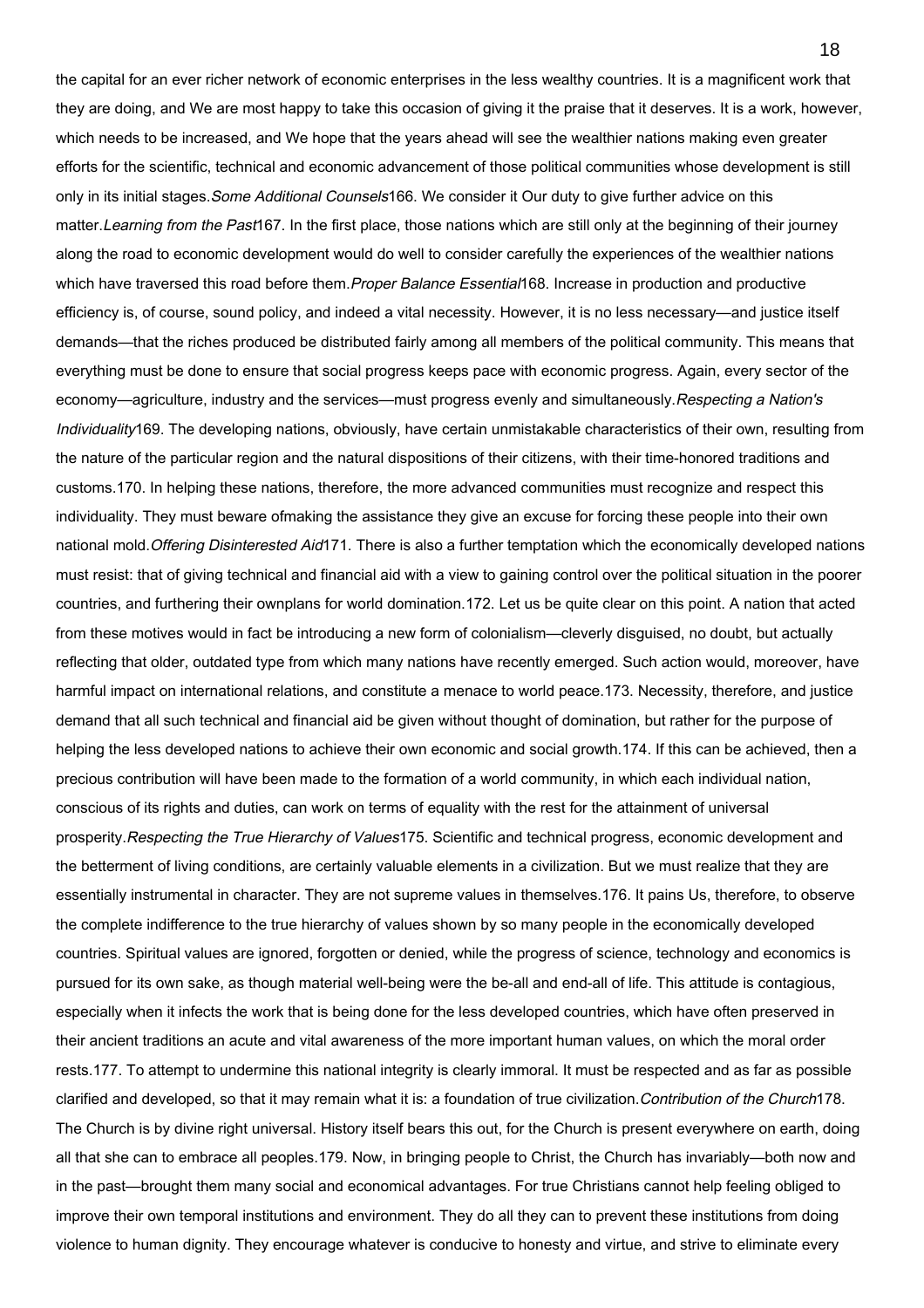the capital for an ever richer network of economic enterprises in the less wealthy countries. It is a magnificent work that they are doing, and We are most happy to take this occasion of giving it the praise that it deserves. It is a work, however, which needs to be increased, and We hope that the years ahead will see the wealthier nations making even greater efforts for the scientific, technical and economic advancement of those political communities whose development is still only in its initial stages.

*Some Additional Counsels*

166. We consider it Our duty to give further advice on this matter.

*Learning from the Past*

167. In the first place, those nations which are still only at the beginning of their journey along the road to economic development would do well to consider carefully the experiences of the wealthier nations which have traversed this road before them.

*Proper Balance Essential*

168. Increase in production and productive efficiency is, of course, sound policy, and indeed a vital necessity. However, it is no less necessary—and justice itself demands—that the riches produced be distributed fairly among all members of the political community. This means that everything must be done to ensure that social progress keeps pace with economic progress. Again, every sector of the economy—agriculture, industry and the services—must progress evenly and simultaneously.

*Respecting a Nation's Individuality*

169. The developing nations, obviously, have certain unmistakable characteristics of their own, resulting from the nature of the particular region and the natural dispositions of their citizens, with their time-honored traditions and customs.

170. In helping these nations, therefore, the more advanced communities must recognize and respect this individuality. They must beware ofmaking the assistance they give an excuse for forcing these people into their own national mold.

*Offering Disinterested Aid*

171. There is also a further temptation which the economically developed nations must resist: that of giving technical and financial aid with a view to gaining control over the political situation in the poorer countries, and furthering their ownplans for world domination.

172. Let us be quite clear on this point. A nation that acted from these motives would in fact be introducing a new form of colonialism—cleverly disguised, no doubt, but actually reflecting that older, outdated type from which many nations have recently emerged. Such action would, moreover, have harmful impact on international relations, and constitute a menace to world peace.

173. Necessity, therefore, and justice demand that all such technical and financial aid be given without thought of domination, but rather for the purpose of helping the less developed nations to achieve their own economic and social growth.

174. If this can be achieved, then a precious contribution will have been made to the formation of a world community, in which each individual nation, conscious of its rights and duties, can work on terms of equality with the rest for the attainment of universal prosperity.

*Respecting the True Hierarchy of Values*

175. Scientific and technical progress, economic development and the betterment of living conditions, are certainly valuable elements in a civilization. But we must realize that they are essentially instrumental in character. They are not supreme values in themselves.

176. It pains Us, therefore, to observe the complete indifference to the true hierarchy of values shown by so many people in the economically developed countries. Spiritual values are ignored, forgotten or denied, while the progress of science, technology and economics is pursued for its own sake, as though material well-being were the be-all and end-all of life. This attitude is contagious, especially when it infects the work that is being done for the less developed countries, which have often preserved in their ancient traditions an acute and vital awareness of the more important human values, on which the moral order rests.

177. To attempt to undermine this national integrity is clearly immoral. It must be respected and as far as possible clarified and developed, so that it may remain what it is: a foundation of true civilization.

*Contribution of the Church*

178. The Church is by divine right universal. History itself bears this out, for the Church is present everywhere on earth, doing all that she can to embrace all peoples.

179. Now, in bringing people to Christ, the Church has invariably—both now and in the past—brought them many social and economical advantages. For true Christians cannot help feeling obliged to improve their own temporal institutions and environment. They do all they can to prevent these institutions from doing violence to human dignity. They encourage whatever is conducive to honesty and virtue, and strive to eliminate every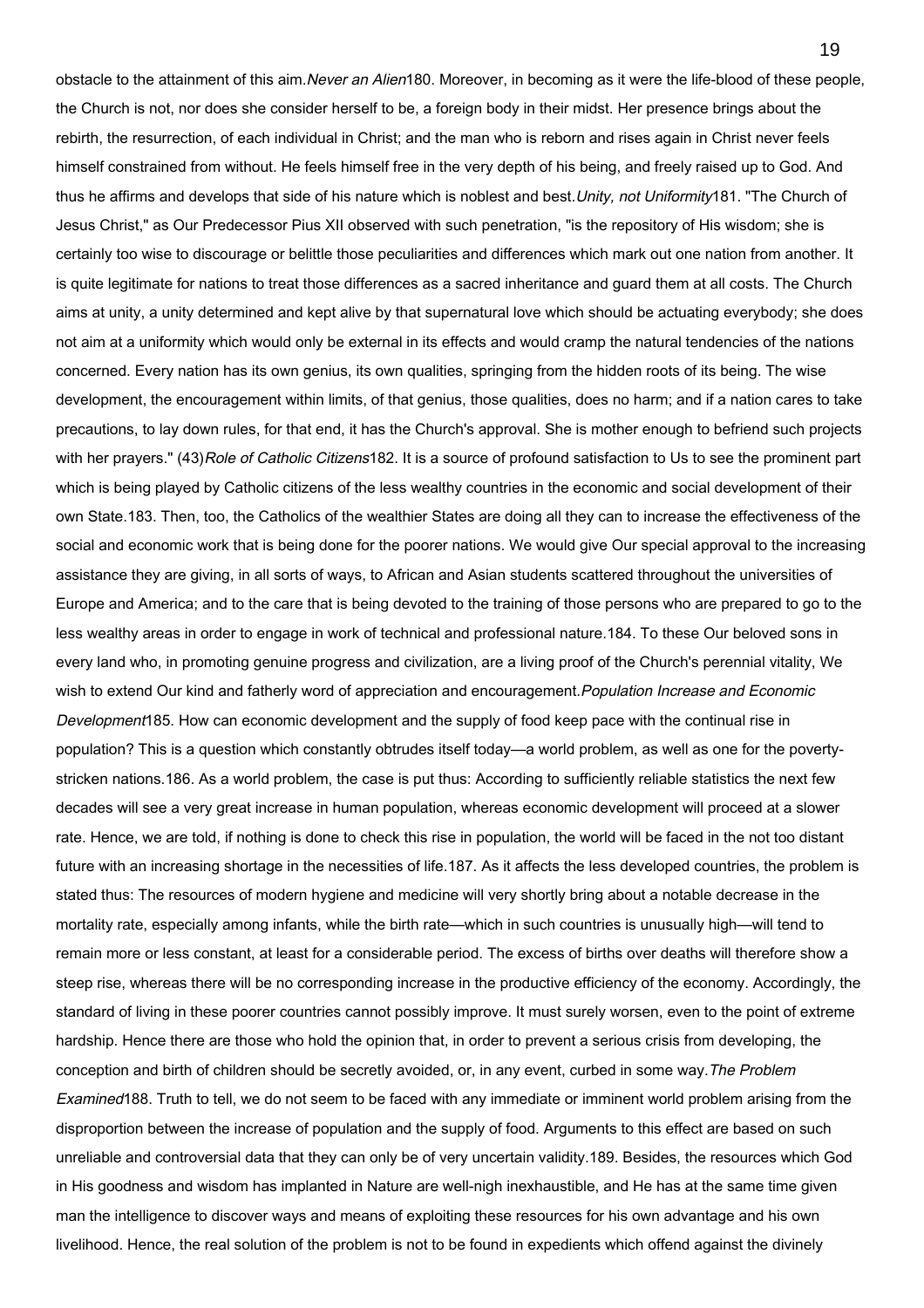obstacle to the attainment of this aim.

*Never an Alien*

180. Moreover, in becoming as it were the life-blood of these people, the Church is not, nor does she consider herself to be, a foreign body in their midst. Her presence brings about the rebirth, the resurrection, of each individual in Christ; and the man who is reborn and rises again in Christ never feels himself constrained from without. He feels himself free in the very depth of his being, and freely raised up to God. And thus he affirms and develops that side of his nature which is noblest and best.

*Unity, not Uniformity*

181. "The Church of Jesus Christ," as Our Predecessor Pius XII observed with such penetration, "is the repository of His wisdom; she is certainly too wise to discourage or belittle those peculiarities and differences which mark out one nation from another. It is quite legitimate for nations to treat those differences as a sacred inheritance and guard them at all costs. The Church aims at unity, a unity determined and kept alive by that supernatural love which should be actuating everybody; she does not aim at a uniformity which would only be external in its effects and would cramp the natural tendencies of the nations concerned. Every nation has its own genius, its own qualities, springing from the hidden roots of its being. The wise development, the encouragement within limits, of that genius, those qualities, does no harm; and if a nation cares to take precautions, to lay down rules, for that end, it has the Church's approval. She is mother enough to befriend such projects with her prayers." (43)

*Role of Catholic Citizens*

182. It is a source of profound satisfaction to Us to see the prominent part which is being played by Catholic citizens of the less wealthy countries in the economic and social development of their own State.

183. Then, too, the Catholics of the wealthier States are doing all they can to increase the effectiveness of the social and economic work that is being done for the poorer nations. We would give Our special approval to the increasing assistance they are giving, in all sorts of ways, to African and Asian students scattered throughout the universities of Europe and America; and to the care that is being devoted to the training of those persons who are prepared to go to the less wealthy areas in order to engage in work of technical and professional nature.

184. To these Our beloved sons in every land who, in promoting genuine progress and civilization, are a living proof of the Church's perennial vitality, We wish to extend Our kind and fatherly word of appreciation and encouragement.

*Population Increase and Economic Development*

185. How can economic development and the supply of food keep pace with the continual rise in population? This is a question which constantly obtrudes itself today—a world problem, as well as one for the poverty-stricken nations.

186. As a world problem, the case is put thus: According to sufficiently reliable statistics the next few decades will see a very great increase in human population, whereas economic development will proceed at a slower rate. Hence, we are told, if nothing is done to check this rise in population, the world will be faced in the not too distant future with an increasing shortage in the necessities of life.

187. As it affects the less developed countries, the problem is stated thus: The resources of modern hygiene and medicine will very shortly bring about a notable decrease in the mortality rate, especially among infants, while the birth rate—which in such countries is unusually high—will tend to remain more or less constant, at least for a considerable period. The excess of births over deaths will therefore show a steep rise, whereas there will be no corresponding increase in the productive efficiency of the economy. Accordingly, the standard of living in these poorer countries cannot possibly improve. It must surely worsen, even to the point of extreme hardship. Hence there are those who hold the opinion that, in order to prevent a serious crisis from developing, the conception and birth of children should be secretly avoided, or, in any event, curbed in some way.

*The Problem Examined*

188. Truth to tell, we do not seem to be faced with any immediate or imminent world problem arising from the disproportion between the increase of population and the supply of food. Arguments to this effect are based on such unreliable and controversial data that they can only be of very uncertain validity.

189. Besides, the resources which God in His goodness and wisdom has implanted in Nature are well-nigh inexhaustible, and He has at the same time given man the intelligence to discover ways and means of exploiting these resources for his own advantage and his own livelihood. Hence, the real solution of the problem is not to be found in expedients which offend against the divinely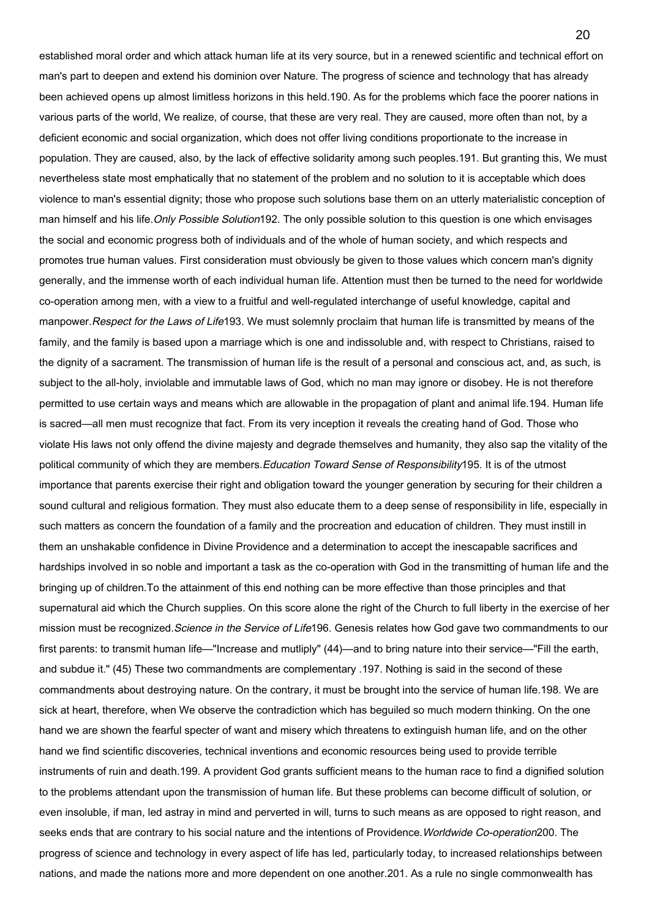established moral order and which attack human life at its very source, but in a renewed scientific and technical effort on man's part to deepen and extend his dominion over Nature. The progress of science and technology that has already been achieved opens up almost limitless horizons in this held.190. As for the problems which face the poorer nations in various parts of the world, We realize, of course, that these are very real. They are caused, more often than not, by a deficient economic and social organization, which does not offer living conditions proportionate to the increase in population. They are caused, also, by the lack of effective solidarity among such peoples.191. But granting this, We must nevertheless state most emphatically that no statement of the problem and no solution to it is acceptable which does violence to man's essential dignity; those who propose such solutions base them on an utterly materialistic conception of man himself and his life.*Only Possible Solution*192. The only possible solution to this question is one which envisages the social and economic progress both of individuals and of the whole of human society, and which respects and promotes true human values. First consideration must obviously be given to those values which concern man's dignity generally, and the immense worth of each individual human life. Attention must then be turned to the need for worldwide co-operation among men, with a view to a fruitful and well-regulated interchange of useful knowledge, capital and manpower.*Respect for the Laws of Life*193. We must solemnly proclaim that human life is transmitted by means of the family, and the family is based upon a marriage which is one and indissoluble and, with respect to Christians, raised to the dignity of a sacrament. The transmission of human life is the result of a personal and conscious act, and, as such, is subject to the all-holy, inviolable and immutable laws of God, which no man may ignore or disobey. He is not therefore permitted to use certain ways and means which are allowable in the propagation of plant and animal life.194. Human life is sacred—all men must recognize that fact. From its very inception it reveals the creating hand of God. Those who violate His laws not only offend the divine majesty and degrade themselves and humanity, they also sap the vitality of the political community of which they are members.*Education Toward Sense of Responsibility*195. It is of the utmost importance that parents exercise their right and obligation toward the younger generation by securing for their children a sound cultural and religious formation. They must also educate them to a deep sense of responsibility in life, especially in such matters as concern the foundation of a family and the procreation and education of children. They must instill in them an unshakable confidence in Divine Providence and a determination to accept the inescapable sacrifices and hardships involved in so noble and important a task as the co-operation with God in the transmitting of human life and the bringing up of children.To the attainment of this end nothing can be more effective than those principles and that supernatural aid which the Church supplies. On this score alone the right of the Church to full liberty in the exercise of her mission must be recognized.*Science in the Service of Life*196. Genesis relates how God gave two commandments to our first parents: to transmit human life—"Increase and mutliply" (44)—and to bring nature into their service—"Fill the earth, and subdue it." (45) These two commandments are complementary .197. Nothing is said in the second of these commandments about destroying nature. On the contrary, it must be brought into the service of human life.198. We are sick at heart, therefore, when We observe the contradiction which has beguiled so much modern thinking. On the one hand we are shown the fearful specter of want and misery which threatens to extinguish human life, and on the other hand we find scientific discoveries, technical inventions and economic resources being used to provide terrible instruments of ruin and death.199. A provident God grants sufficient means to the human race to find a dignified solution to the problems attendant upon the transmission of human life. But these problems can become difficult of solution, or even insoluble, if man, led astray in mind and perverted in will, turns to such means as are opposed to right reason, and seeks ends that are contrary to his social nature and the intentions of Providence.*Worldwide Co-operation*200. The progress of science and technology in every aspect of life has led, particularly today, to increased relationships between nations, and made the nations more and more dependent on one another.201. As a rule no single commonwealth has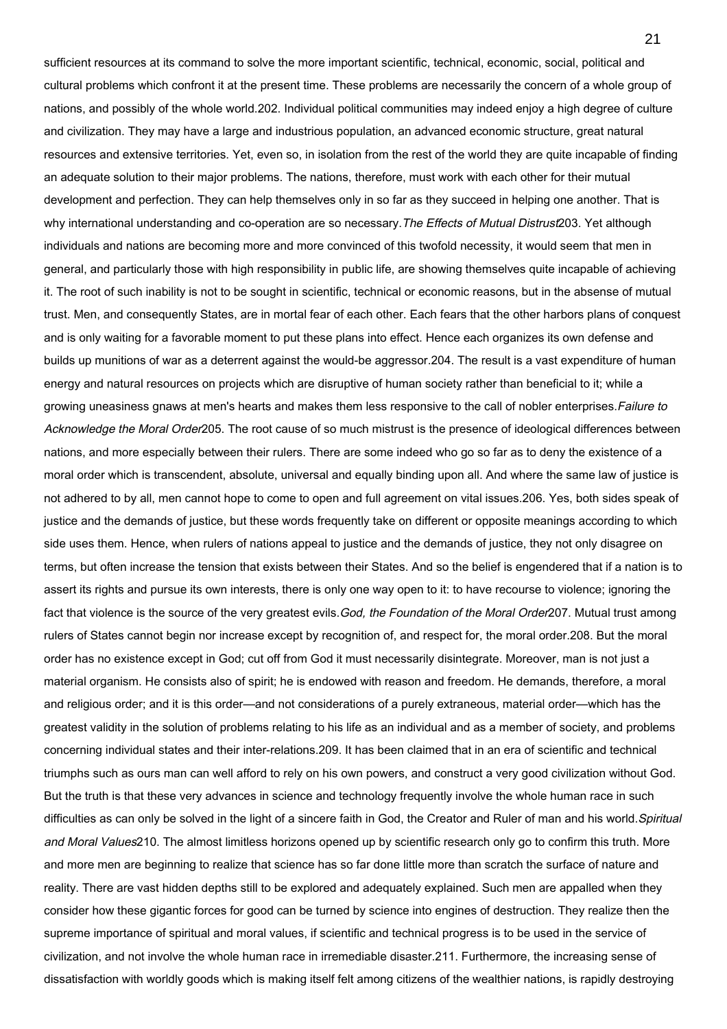sufficient resources at its command to solve the more important scientific, technical, economic, social, political and cultural problems which confront it at the present time. These problems are necessarily the concern of a whole group of nations, and possibly of the whole world.

202. Individual political communities may indeed enjoy a high degree of culture and civilization. They may have a large and industrious population, an advanced economic structure, great natural resources and extensive territories. Yet, even so, in isolation from the rest of the world they are quite incapable of finding an adequate solution to their major problems. The nations, therefore, must work with each other for their mutual development and perfection. They can help themselves only in so far as they succeed in helping one another. That is why international understanding and co-operation are so necessary.

*The Effects of Mutual Distrust*

203. Yet although individuals and nations are becoming more and more convinced of this twofold necessity, it would seem that men in general, and particularly those with high responsibility in public life, are showing themselves quite incapable of achieving it. The root of such inability is not to be sought in scientific, technical or economic reasons, but in the absense of mutual trust. Men, and consequently States, are in mortal fear of each other. Each fears that the other harbors plans of conquest and is only waiting for a favorable moment to put these plans into effect. Hence each organizes its own defense and builds up munitions of war as a deterrent against the would-be aggressor.

204. The result is a vast expenditure of human energy and natural resources on projects which are disruptive of human society rather than beneficial to it; while a growing uneasiness gnaws at men's hearts and makes them less responsive to the call of nobler enterprises.

*Failure to Acknowledge the Moral Order*

205. The root cause of so much mistrust is the presence of ideological differences between nations, and more especially between their rulers. There are some indeed who go so far as to deny the existence of a moral order which is transcendent, absolute, universal and equally binding upon all. And where the same law of justice is not adhered to by all, men cannot hope to come to open and full agreement on vital issues.

206. Yes, both sides speak of justice and the demands of justice, but these words frequently take on different or opposite meanings according to which side uses them. Hence, when rulers of nations appeal to justice and the demands of justice, they not only disagree on terms, but often increase the tension that exists between their States. And so the belief is engendered that if a nation is to assert its rights and pursue its own interests, there is only one way open to it: to have recourse to violence; ignoring the fact that violence is the source of the very greatest evils.

*God, the Foundation of the Moral Order*

207. Mutual trust among rulers of States cannot begin nor increase except by recognition of, and respect for, the moral order.

208. But the moral order has no existence except in God; cut off from God it must necessarily disintegrate. Moreover, man is not just a material organism. He consists also of spirit; he is endowed with reason and freedom. He demands, therefore, a moral and religious order; and it is this order—and not considerations of a purely extraneous, material order—which has the greatest validity in the solution of problems relating to his life as an individual and as a member of society, and problems concerning individual states and their inter-relations.

209. It has been claimed that in an era of scientific and technical triumphs such as ours man can well afford to rely on his own powers, and construct a very good civilization without God. But the truth is that these very advances in science and technology frequently involve the whole human race in such difficulties as can only be solved in the light of a sincere faith in God, the Creator and Ruler of man and his world.

*Spiritual and Moral Values*

210. The almost limitless horizons opened up by scientific research only go to confirm this truth. More and more men are beginning to realize that science has so far done little more than scratch the surface of nature and reality. There are vast hidden depths still to be explored and adequately explained. Such men are appalled when they consider how these gigantic forces for good can be turned by science into engines of destruction. They realize then the supreme importance of spiritual and moral values, if scientific and technical progress is to be used in the service of civilization, and not involve the whole human race in irremediable disaster.

211. Furthermore, the increasing sense of dissatisfaction with worldly goods which is making itself felt among citizens of the wealthier nations, is rapidly destroying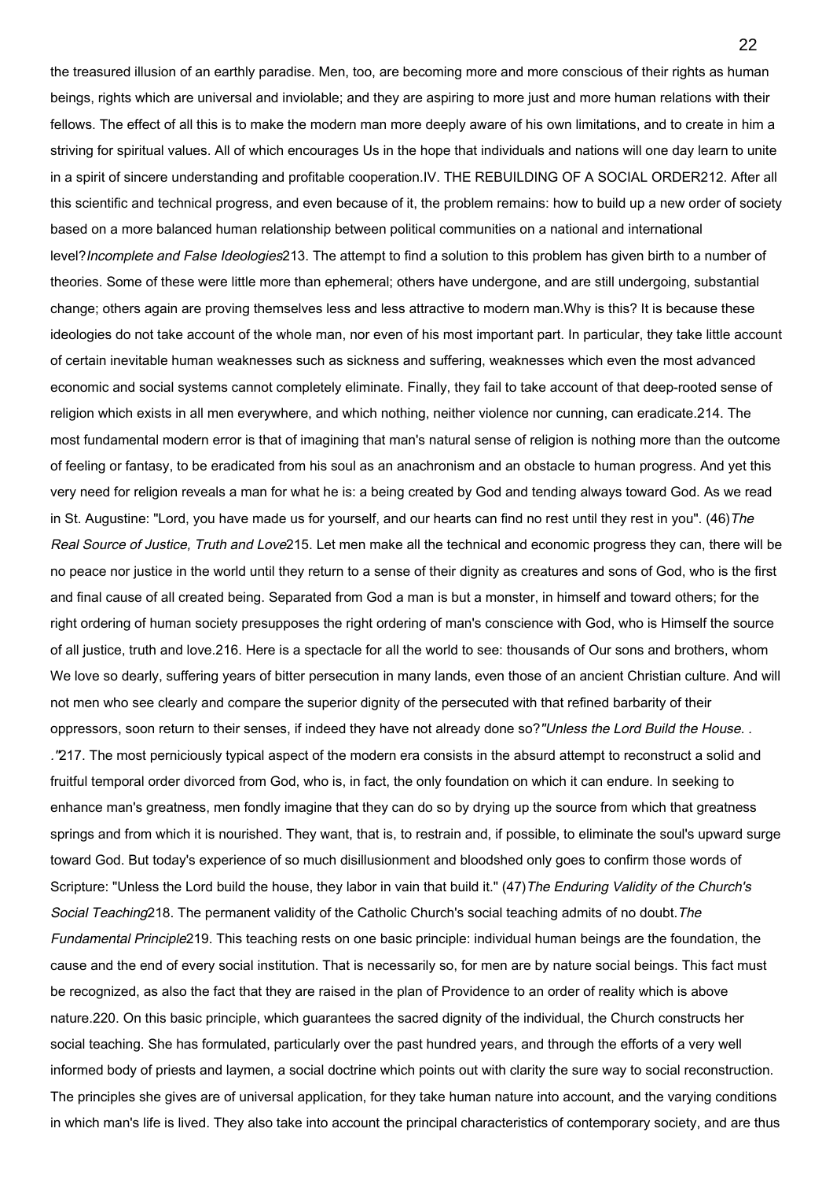the treasured illusion of an earthly paradise. Men, too, are becoming more and more conscious of their rights as human beings, rights which are universal and inviolable; and they are aspiring to more just and more human relations with their fellows. The effect of all this is to make the modern man more deeply aware of his own limitations, and to create in him a striving for spiritual values. All of which encourages Us in the hope that individuals and nations will one day learn to unite in a spirit of sincere understanding and profitable cooperation.

## IV. THE REBUILDING OF A SOCIAL ORDER

212. After all this scientific and technical progress, and even because of it, the problem remains: how to build up a new order of society based on a more balanced human relationship between political communities on a national and international level?

*Incomplete and False Ideologies*

213. The attempt to find a solution to this problem has given birth to a number of theories. Some of these were little more than ephemeral; others have undergone, and are still undergoing, substantial change; others again are proving themselves less and less attractive to modern man.Why is this? It is because these ideologies do not take account of the whole man, nor even of his most important part. In particular, they take little account of certain inevitable human weaknesses such as sickness and suffering, weaknesses which even the most advanced economic and social systems cannot completely eliminate. Finally, they fail to take account of that deep-rooted sense of religion which exists in all men everywhere, and which nothing, neither violence nor cunning, can eradicate.

214. The most fundamental modern error is that of imagining that man's natural sense of religion is nothing more than the outcome of feeling or fantasy, to be eradicated from his soul as an anachronism and an obstacle to human progress. And yet this very need for religion reveals a man for what he is: a being created by God and tending always toward God. As we read in St. Augustine: "Lord, you have made us for yourself, and our hearts can find no rest until they rest in you". (46)

*The Real Source of Justice, Truth and Love*

215. Let men make all the technical and economic progress they can, there will be no peace nor justice in the world until they return to a sense of their dignity as creatures and sons of God, who is the first and final cause of all created being. Separated from God a man is but a monster, in himself and toward others; for the right ordering of human society presupposes the right ordering of man's conscience with God, who is Himself the source of all justice, truth and love.

216. Here is a spectacle for all the world to see: thousands of Our sons and brothers, whom We love so dearly, suffering years of bitter persecution in many lands, even those of an ancient Christian culture. And will not men who see clearly and compare the superior dignity of the persecuted with that refined barbarity of their oppressors, soon return to their senses, if indeed they have not already done so?

*"Unless the Lord Build the House. . ."*

217. The most perniciously typical aspect of the modern era consists in the absurd attempt to reconstruct a solid and fruitful temporal order divorced from God, who is, in fact, the only foundation on which it can endure. In seeking to enhance man's greatness, men fondly imagine that they can do so by drying up the source from which that greatness springs and from which it is nourished. They want, that is, to restrain and, if possible, to eliminate the soul's upward surge toward God. But today's experience of so much disillusionment and bloodshed only goes to confirm those words of Scripture: "Unless the Lord build the house, they labor in vain that build it." (47)

*The Enduring Validity of the Church's Social Teaching*

218. The permanent validity of the Catholic Church's social teaching admits of no doubt.

*The Fundamental Principle*

219. This teaching rests on one basic principle: individual human beings are the foundation, the cause and the end of every social institution. That is necessarily so, for men are by nature social beings. This fact must be recognized, as also the fact that they are raised in the plan of Providence to an order of reality which is above nature.

220. On this basic principle, which guarantees the sacred dignity of the individual, the Church constructs her social teaching. She has formulated, particularly over the past hundred years, and through the efforts of a very well informed body of priests and laymen, a social doctrine which points out with clarity the sure way to social reconstruction. The principles she gives are of universal application, for they take human nature into account, and the varying conditions in which man's life is lived. They also take into account the principal characteristics of contemporary society, and are thus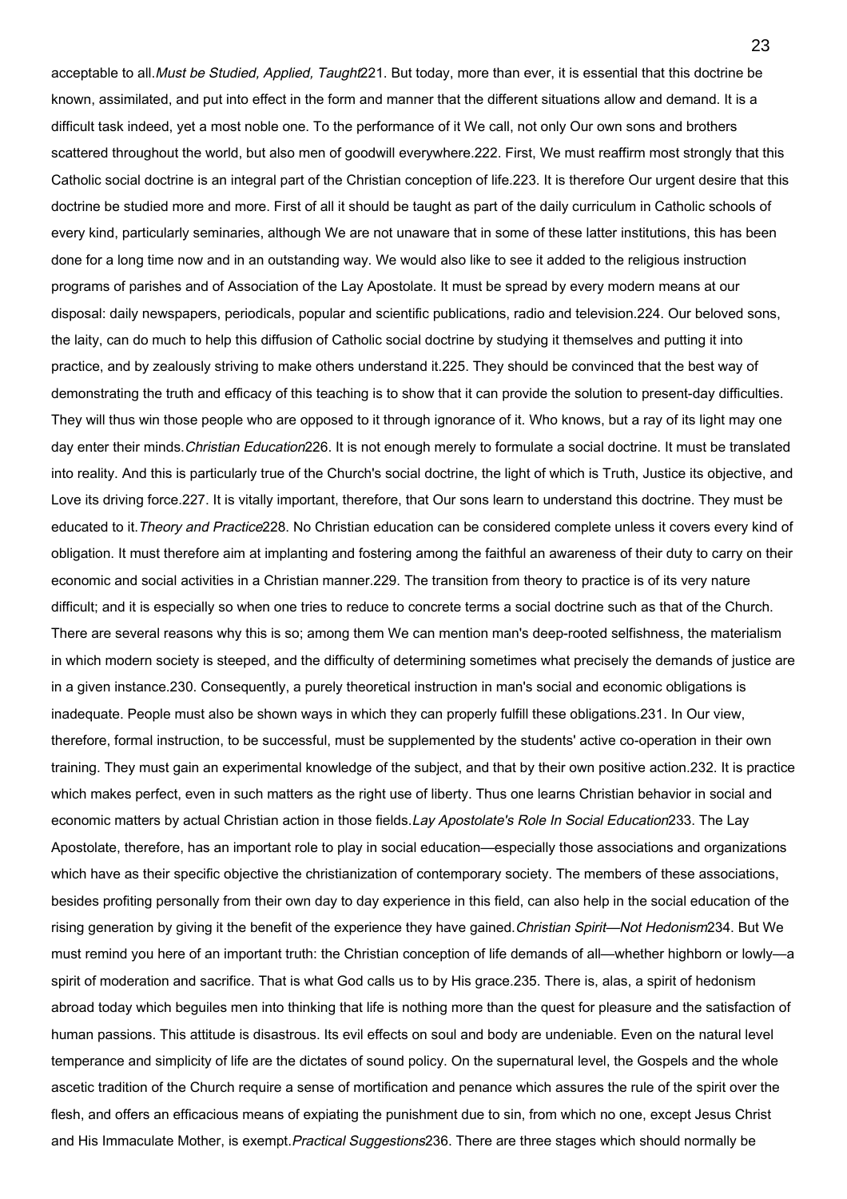acceptable to all.

### Must be Studied, Applied, Taught

221. But today, more than ever, it is essential that this doctrine be known, assimilated, and put into effect in the form and manner that the different situations allow and demand. It is a difficult task indeed, yet a most noble one. To the performance of it We call, not only Our own sons and brothers scattered throughout the world, but also men of goodwill everywhere.

222. First, We must reaffirm most strongly that this Catholic social doctrine is an integral part of the Christian conception of life.

223. It is therefore Our urgent desire that this doctrine be studied more and more. First of all it should be taught as part of the daily curriculum in Catholic schools of every kind, particularly seminaries, although We are not unaware that in some of these latter institutions, this has been done for a long time now and in an outstanding way. We would also like to see it added to the religious instruction programs of parishes and of Association of the Lay Apostolate. It must be spread by every modern means at our disposal: daily newspapers, periodicals, popular and scientific publications, radio and television.

224. Our beloved sons, the laity, can do much to help this diffusion of Catholic social doctrine by studying it themselves and putting it into practice, and by zealously striving to make others understand it.

225. They should be convinced that the best way of demonstrating the truth and efficacy of this teaching is to show that it can provide the solution to present-day difficulties. They will thus win those people who are opposed to it through ignorance of it. Who knows, but a ray of its light may one day enter their minds.

### Christian Education

226. It is not enough merely to formulate a social doctrine. It must be translated into reality. And this is particularly true of the Church's social doctrine, the light of which is Truth, Justice its objective, and Love its driving force.

227. It is vitally important, therefore, that Our sons learn to understand this doctrine. They must be educated to it.

### Theory and Practice

228. No Christian education can be considered complete unless it covers every kind of obligation. It must therefore aim at implanting and fostering among the faithful an awareness of their duty to carry on their economic and social activities in a Christian manner.

229. The transition from theory to practice is of its very nature difficult; and it is especially so when one tries to reduce to concrete terms a social doctrine such as that of the Church. There are several reasons why this is so; among them We can mention man's deep-rooted selfishness, the materialism in which modern society is steeped, and the difficulty of determining sometimes what precisely the demands of justice are in a given instance.

230. Consequently, a purely theoretical instruction in man's social and economic obligations is inadequate. People must also be shown ways in which they can properly fulfill these obligations.

231. In Our view, therefore, formal instruction, to be successful, must be supplemented by the students' active co-operation in their own training. They must gain an experimental knowledge of the subject, and that by their own positive action.

232. It is practice which makes perfect, even in such matters as the right use of liberty. Thus one learns Christian behavior in social and economic matters by actual Christian action in those fields.

### Lay Apostolate's Role In Social Education

233. The Lay Apostolate, therefore, has an important role to play in social education—especially those associations and organizations which have as their specific objective the christianization of contemporary society. The members of these associations, besides profiting personally from their own day to day experience in this field, can also help in the social education of the rising generation by giving it the benefit of the experience they have gained.

### Christian Spirit—Not Hedonism

234. But We must remind you here of an important truth: the Christian conception of life demands of all—whether highborn or lowly—a spirit of moderation and sacrifice. That is what God calls us to by His grace.

235. There is, alas, a spirit of hedonism abroad today which beguiles men into thinking that life is nothing more than the quest for pleasure and the satisfaction of human passions. This attitude is disastrous. Its evil effects on soul and body are undeniable. Even on the natural level temperance and simplicity of life are the dictates of sound policy. On the supernatural level, the Gospels and the whole ascetic tradition of the Church require a sense of mortification and penance which assures the rule of the spirit over the flesh, and offers an efficacious means of expiating the punishment due to sin, from which no one, except Jesus Christ and His Immaculate Mother, is exempt.

### Practical Suggestions

236. There are three stages which should normally be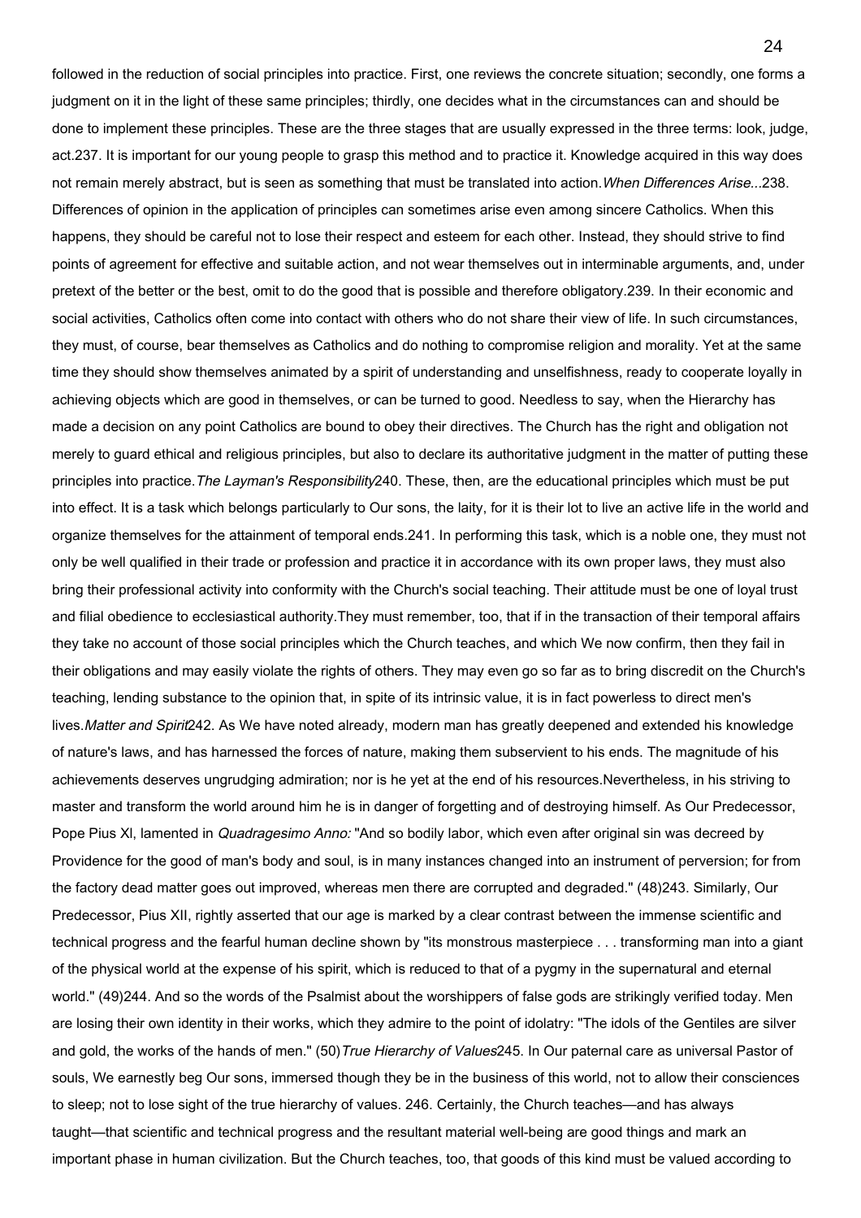followed in the reduction of social principles into practice. First, one reviews the concrete situation; secondly, one forms a judgment on it in the light of these same principles; thirdly, one decides what in the circumstances can and should be done to implement these principles. These are the three stages that are usually expressed in the three terms: look, judge, act.

237. It is important for our young people to grasp this method and to practice it. Knowledge acquired in this way does not remain merely abstract, but is seen as something that must be translated into action.

*When Differences Arise...*

238. Differences of opinion in the application of principles can sometimes arise even among sincere Catholics. When this happens, they should be careful not to lose their respect and esteem for each other. Instead, they should strive to find points of agreement for effective and suitable action, and not wear themselves out in interminable arguments, and, under pretext of the better or the best, omit to do the good that is possible and therefore obligatory.

239. In their economic and social activities, Catholics often come into contact with others who do not share their view of life. In such circumstances, they must, of course, bear themselves as Catholics and do nothing to compromise religion and morality. Yet at the same time they should show themselves animated by a spirit of understanding and unselfishness, ready to cooperate loyally in achieving objects which are good in themselves, or can be turned to good. Needless to say, when the Hierarchy has made a decision on any point Catholics are bound to obey their directives. The Church has the right and obligation not merely to guard ethical and religious principles, but also to declare its authoritative judgment in the matter of putting these principles into practice.

*The Layman's Responsibility*

240. These, then, are the educational principles which must be put into effect. It is a task which belongs particularly to Our sons, the laity, for it is their lot to live an active life in the world and organize themselves for the attainment of temporal ends.

241. In performing this task, which is a noble one, they must not only be well qualified in their trade or profession and practice it in accordance with its own proper laws, they must also bring their professional activity into conformity with the Church's social teaching. Their attitude must be one of loyal trust and filial obedience to ecclesiastical authority.They must remember, too, that if in the transaction of their temporal affairs they take no account of those social principles which the Church teaches, and which We now confirm, then they fail in their obligations and may easily violate the rights of others. They may even go so far as to bring discredit on the Church's teaching, lending substance to the opinion that, in spite of its intrinsic value, it is in fact powerless to direct men's lives.

*Matter and Spirit*

242. As We have noted already, modern man has greatly deepened and extended his knowledge of nature's laws, and has harnessed the forces of nature, making them subservient to his ends. The magnitude of his achievements deserves ungrudging admiration; nor is he yet at the end of his resources.Nevertheless, in his striving to master and transform the world around him he is in danger of forgetting and of destroying himself. As Our Predecessor, Pope Pius XI, lamented in *Quadragesimo Anno:* "And so bodily labor, which even after original sin was decreed by Providence for the good of man's body and soul, is in many instances changed into an instrument of perversion; for from the factory dead matter goes out improved, whereas men there are corrupted and degraded." (48)

243. Similarly, Our Predecessor, Pius XII, rightly asserted that our age is marked by a clear contrast between the immense scientific and technical progress and the fearful human decline shown by "its monstrous masterpiece . . . transforming man into a giant of the physical world at the expense of his spirit, which is reduced to that of a pygmy in the supernatural and eternal world." (49)

244. And so the words of the Psalmist about the worshippers of false gods are strikingly verified today. Men are losing their own identity in their works, which they admire to the point of idolatry: "The idols of the Gentiles are silver and gold, the works of the hands of men." (50)

*True Hierarchy of Values*

245. In Our paternal care as universal Pastor of souls, We earnestly beg Our sons, immersed though they be in the business of this world, not to allow their consciences to sleep; not to lose sight of the true hierarchy of values.

246. Certainly, the Church teaches—and has always taught—that scientific and technical progress and the resultant material well-being are good things and mark an important phase in human civilization. But the Church teaches, too, that goods of this kind must be valued according to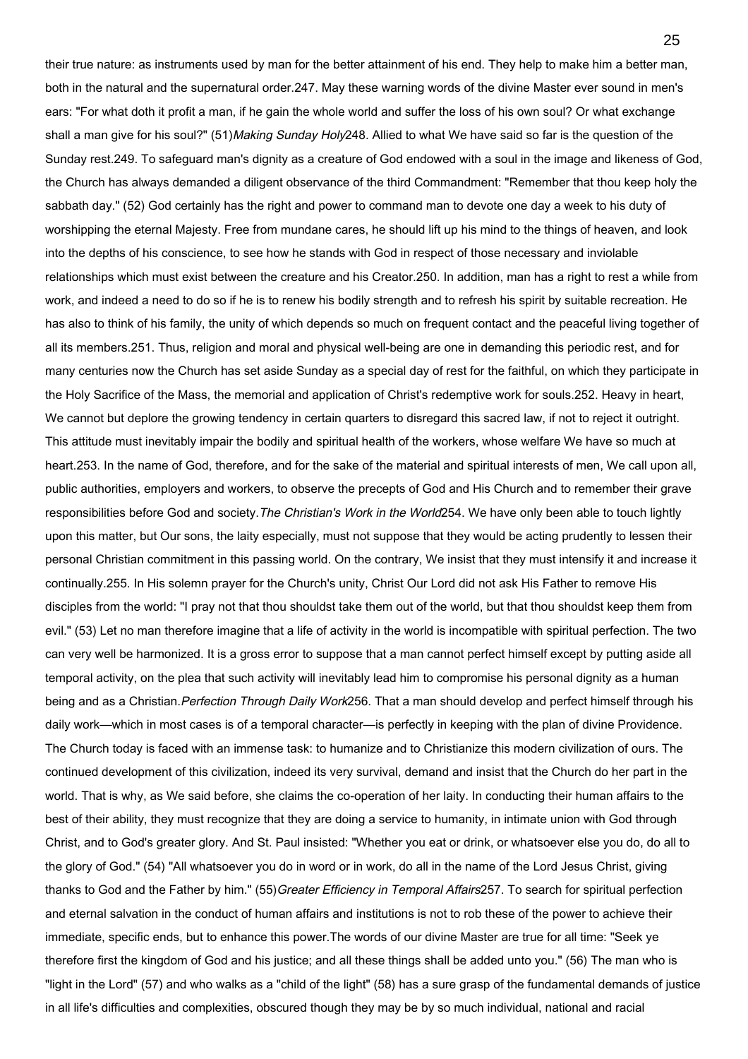their true nature: as instruments used by man for the better attainment of his end. They help to make him a better man, both in the natural and the supernatural order.

247. May these warning words of the divine Master ever sound in men's ears: "For what doth it profit a man, if he gain the whole world and suffer the loss of his own soul? Or what exchange shall a man give for his soul?" (51)

### *Making Sunday Holy*

248. Allied to what We have said so far is the question of the Sunday rest.

249. To safeguard man's dignity as a creature of God endowed with a soul in the image and likeness of God, the Church has always demanded a diligent observance of the third Commandment: "Remember that thou keep holy the sabbath day." (52) God certainly has the right and power to command man to devote one day a week to his duty of worshipping the eternal Majesty. Free from mundane cares, he should lift up his mind to the things of heaven, and look into the depths of his conscience, to see how he stands with God in respect of those necessary and inviolable relationships which must exist between the creature and his Creator.

250. In addition, man has a right to rest a while from work, and indeed a need to do so if he is to renew his bodily strength and to refresh his spirit by suitable recreation. He has also to think of his family, the unity of which depends so much on frequent contact and the peaceful living together of all its members.

251. Thus, religion and moral and physical well-being are one in demanding this periodic rest, and for many centuries now the Church has set aside Sunday as a special day of rest for the faithful, on which they participate in the Holy Sacrifice of the Mass, the memorial and application of Christ's redemptive work for souls.

252. Heavy in heart, We cannot but deplore the growing tendency in certain quarters to disregard this sacred law, if not to reject it outright. This attitude must inevitably impair the bodily and spiritual health of the workers, whose welfare We have so much at heart.

253. In the name of God, therefore, and for the sake of the material and spiritual interests of men, We call upon all, public authorities, employers and workers, to observe the precepts of God and His Church and to remember their grave responsibilities before God and society.

### *The Christian's Work in the World*

254. We have only been able to touch lightly upon this matter, but Our sons, the laity especially, must not suppose that they would be acting prudently to lessen their personal Christian commitment in this passing world. On the contrary, We insist that they must intensify it and increase it continually.

255. In His solemn prayer for the Church's unity, Christ Our Lord did not ask His Father to remove His disciples from the world: "I pray not that thou shouldst take them out of the world, but that thou shouldst keep them from evil." (53) Let no man therefore imagine that a life of activity in the world is incompatible with spiritual perfection. The two can very well be harmonized. It is a gross error to suppose that a man cannot perfect himself except by putting aside all temporal activity, on the plea that such activity will inevitably lead him to compromise his personal dignity as a human being and as a Christian.

### *Perfection Through Daily Work*

256. That a man should develop and perfect himself through his daily work—which in most cases is of a temporal character—is perfectly in keeping with the plan of divine Providence. The Church today is faced with an immense task: to humanize and to Christianize this modern civilization of ours. The continued development of this civilization, indeed its very survival, demand and insist that the Church do her part in the world. That is why, as We said before, she claims the co-operation of her laity. In conducting their human affairs to the best of their ability, they must recognize that they are doing a service to humanity, in intimate union with God through Christ, and to God's greater glory. And St. Paul insisted: "Whether you eat or drink, or whatsoever else you do, do all to the glory of God." (54) "All whatsoever you do in word or in work, do all in the name of the Lord Jesus Christ, giving thanks to God and the Father by him." (55)

### *Greater Efficiency in Temporal Affairs*

257. To search for spiritual perfection and eternal salvation in the conduct of human affairs and institutions is not to rob these of the power to achieve their immediate, specific ends, but to enhance this power.

The words of our divine Master are true for all time: "Seek ye therefore first the kingdom of God and his justice; and all these things shall be added unto you." (56) The man who is "light in the Lord" (57) and who walks as a "child of the light" (58) has a sure grasp of the fundamental demands of justice in all life's difficulties and complexities, obscured though they may be by so much individual, national and racial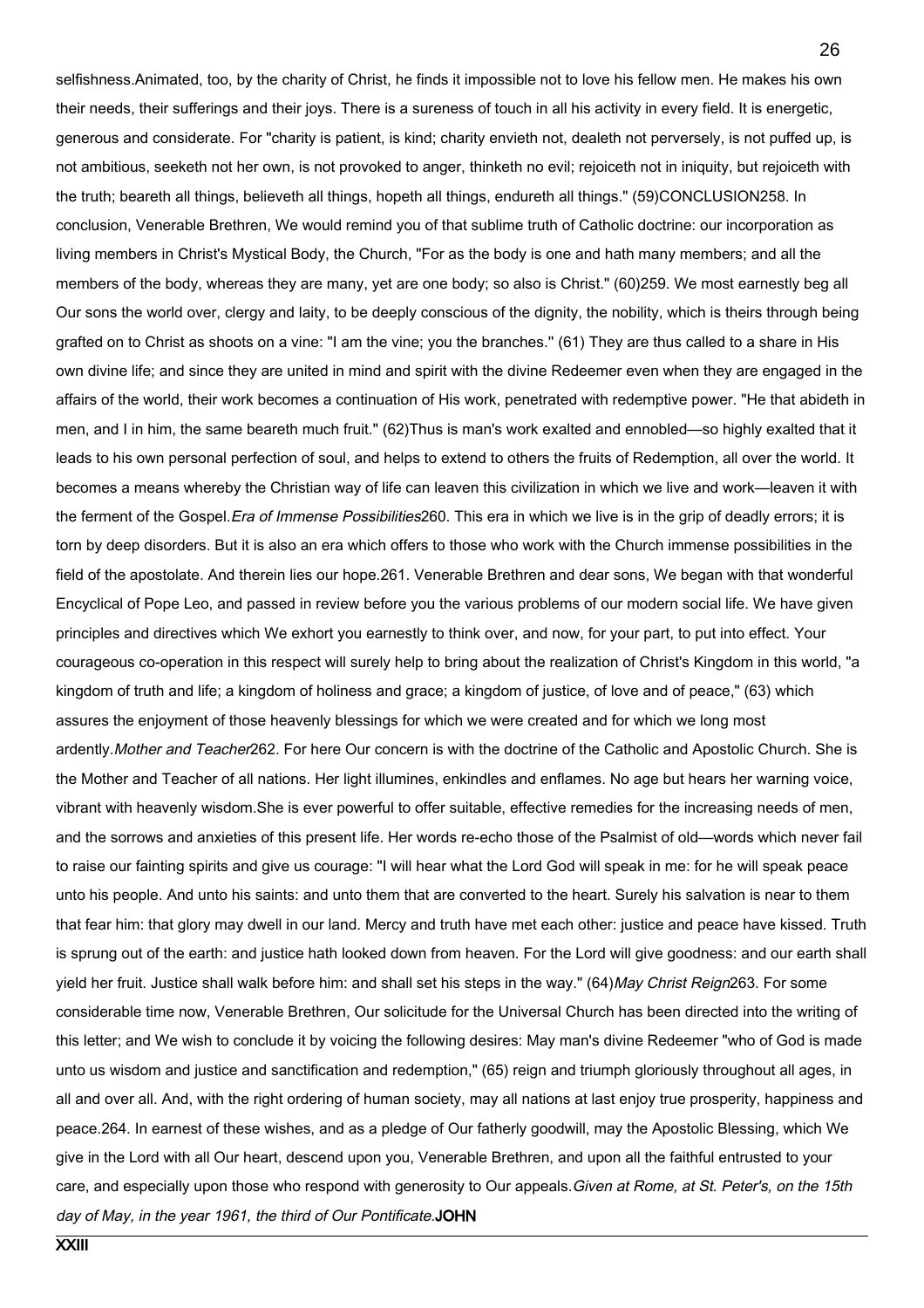selfishness. Animated, too, by the charity of Christ, he finds it impossible not to love his fellow men. He makes his own their needs, their sufferings and their joys. There is a sureness of touch in all his activity in every field. It is energetic, generous and considerate. For "charity is patient, is kind; charity envieth not, dealeth not perversely, is not puffed up, is not ambitious, seeketh not her own, is not provoked to anger, thinketh no evil; rejoiceth not in iniquity, but rejoiceth with the truth; beareth all things, believeth all things, hopeth all things, endureth all things." (59)

## CONCLUSION

258. In conclusion, Venerable Brethren, We would remind you of that sublime truth of Catholic doctrine: our incorporation as living members in Christ's Mystical Body, the Church, "For as the body is one and hath many members; and all the members of the body, whereas they are many, yet are one body; so also is Christ." (60)

259. We most earnestly beg all Our sons the world over, clergy and laity, to be deeply conscious of the dignity, the nobility, which is theirs through being grafted on to Christ as shoots on a vine: "I am the vine; you the branches." (61) They are thus called to a share in His own divine life; and since they are united in mind and spirit with the divine Redeemer even when they are engaged in the affairs of the world, their work becomes a continuation of His work, penetrated with redemptive power. "He that abideth in men, and I in him, the same beareth much fruit." (62) Thus is man's work exalted and ennobled—so highly exalted that it leads to his own personal perfection of soul, and helps to extend to others the fruits of Redemption, all over the world. It becomes a means whereby the Christian way of life can leaven this civilization in which we live and work—leaven it with the ferment of the Gospel.

*Era of Immense Possibilities*

260. This era in which we live is in the grip of deadly errors; it is torn by deep disorders. But it is also an era which offers to those who work with the Church immense possibilities in the field of the apostolate. And therein lies our hope.

261. Venerable Brethren and dear sons, We began with that wonderful Encyclical of Pope Leo, and passed in review before you the various problems of our modern social life. We have given principles and directives which We exhort you earnestly to think over, and now, for your part, to put into effect. Your courageous co-operation in this respect will surely help to bring about the realization of Christ's Kingdom in this world, "a kingdom of truth and life; a kingdom of holiness and grace; a kingdom of justice, of love and of peace," (63) which assures the enjoyment of those heavenly blessings for which we were created and for which we long most ardently.

*Mother and Teacher*

262. For here Our concern is with the doctrine of the Catholic and Apostolic Church. She is the Mother and Teacher of all nations. Her light illumines, enkindles and enflames. No age but hears her warning voice, vibrant with heavenly wisdom. She is ever powerful to offer suitable, effective remedies for the increasing needs of men, and the sorrows and anxieties of this present life. Her words re-echo those of the Psalmist of old—words which never fail to raise our fainting spirits and give us courage: "I will hear what the Lord God will speak in me: for he will speak peace unto his people. And unto his saints: and unto them that are converted to the heart. Surely his salvation is near to them that fear him: that glory may dwell in our land. Mercy and truth have met each other: justice and peace have kissed. Truth is sprung out of the earth: and justice hath looked down from heaven. For the Lord will give goodness: and our earth shall yield her fruit. Justice shall walk before him: and shall set his steps in the way." (64)

*May Christ Reign*

263. For some considerable time now, Venerable Brethren, Our solicitude for the Universal Church has been directed into the writing of this letter; and We wish to conclude it by voicing the following desires: May man's divine Redeemer "who of God is made unto us wisdom and justice and sanctification and redemption," (65) reign and triumph gloriously throughout all ages, in all and over all. And, with the right ordering of human society, may all nations at last enjoy true prosperity, happiness and peace.

264. In earnest of these wishes, and as a pledge of Our fatherly goodwill, may the Apostolic Blessing, which We give in the Lord with all Our heart, descend upon you, Venerable Brethren, and upon all the faithful entrusted to your care, and especially upon those who respond with generosity to Our appeals.

*Given at Rome, at St. Peter's, on the 15th day of May, in the year 1961, the third of Our Pontificate.*

**JOHN XXIII**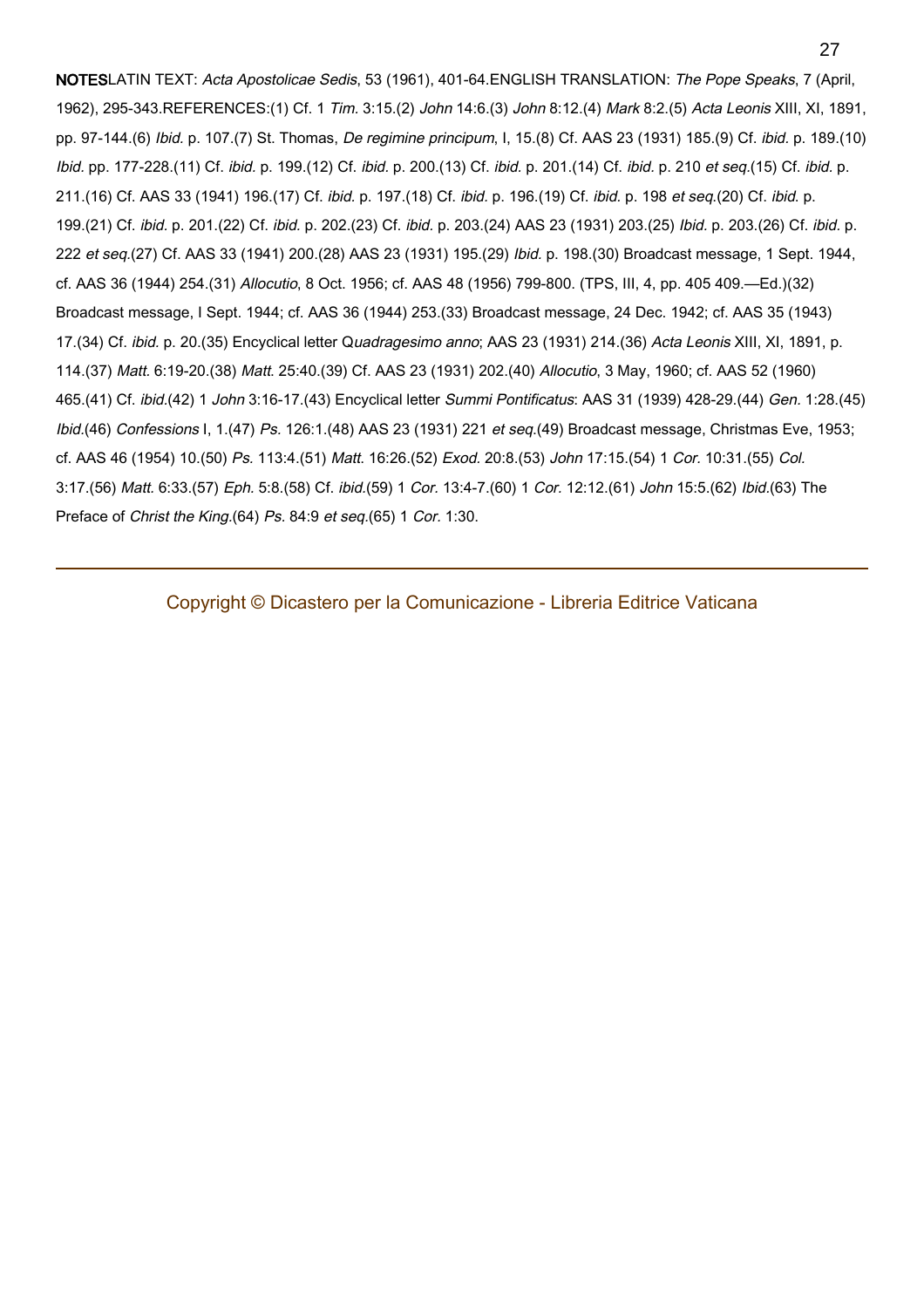**NOTES**

LATIN TEXT: *Acta Apostolicae Sedis*, 53 (1961), 401-64.

ENGLISH TRANSLATION: *The Pope Speaks*, 7 (April, 1962), 295-343.

REFERENCES:

(1) Cf. 1 *Tim.* 3:15.
(2) *John* 14:6.
(3) *John* 8:12.
(4) *Mark* 8:2.
(5) *Acta Leonis* XIII, XI, 1891, pp. 97-144.
(6) *Ibid.* p. 107.
(7) St. Thomas, *De regimine principum*, I, 15.
(8) Cf. AAS 23 (1931) 185.
(9) Cf. *ibid.* p. 189.
(10) *Ibid.* pp. 177-228.
(11) Cf. *ibid.* p. 199.
(12) Cf. *ibid.* p. 200.
(13) Cf. *ibid.* p. 201.
(14) Cf. *ibid.* p. 210 *et seq.*
(15) Cf. *ibid.* p. 211.
(16) Cf. AAS 33 (1941) 196.
(17) Cf. *ibid.* p. 197.
(18) Cf. *ibid.* p. 196.
(19) Cf. *ibid.* p. 198 *et seq.*
(20) Cf. *ibid.* p. 199.
(21) Cf. *ibid.* p. 201.
(22) Cf. *ibid.* p. 202.
(23) Cf. *ibid.* p. 203.
(24) AAS 23 (1931) 203.
(25) *Ibid.* p. 203.
(26) Cf. *ibid.* p. 222 *et seq.*
(27) Cf. AAS 33 (1941) 200.
(28) AAS 23 (1931) 195.
(29) *Ibid.* p. 198.
(30) Broadcast message, 1 Sept. 1944, cf. AAS 36 (1944) 254.
(31) *Allocutio*, 8 Oct. 1956; cf. AAS 48 (1956) 799-800. (TPS, III, 4, pp. 405 409.—Ed.)
(32) Broadcast message, I Sept. 1944; cf. AAS 36 (1944) 253.
(33) Broadcast message, 24 Dec. 1942; cf. AAS 35 (1943) 17.
(34) Cf. *ibid.* p. 20.
(35) Encyclical letter Q*uadragesimo anno*; AAS 23 (1931) 214.
(36) *Acta Leonis* XIII, XI, 1891, p. 114.
(37) *Matt.* 6:19-20.
(38) *Matt.* 25:40.
(39) Cf. AAS 23 (1931) 202.
(40) *Allocutio*, 3 May, 1960; cf. AAS 52 (1960) 465.
(41) Cf. *ibid.*
(42) 1 *John* 3:16-17.
(43) Encyclical letter *Summi Pontificatus*: AAS 31 (1939) 428-29.
(44) *Gen.* 1:28.
(45) *Ibid.*
(46) *Confessions* I, 1.
(47) *Ps.* 126:1.
(48) AAS 23 (1931) 221 *et seq.*
(49) Broadcast message, Christmas Eve, 1953; cf. AAS 46 (1954) 10.
(50) *Ps.* 113:4.
(51) *Matt.* 16:26.
(52) *Exod.* 20:8.
(53) *John* 17:15.
(54) 1 *Cor.* 10:31.
(55) *Col.* 3:17.
(56) *Matt.* 6:33.
(57) *Eph.* 5:8.
(58) Cf. *ibid.*
(59) 1 *Cor.* 13:4-7.
(60) 1 *Cor.* 12:12.
(61) *John* 15:5.
(62) *Ibid.*
(63) The Preface of *Christ the King.*
(64) *Ps.* 84:9 *et seq.*
(65) 1 *Cor.* 1:30.

---

Copyright © Dicastero per la Comunicazione - Libreria Editrice Vaticana